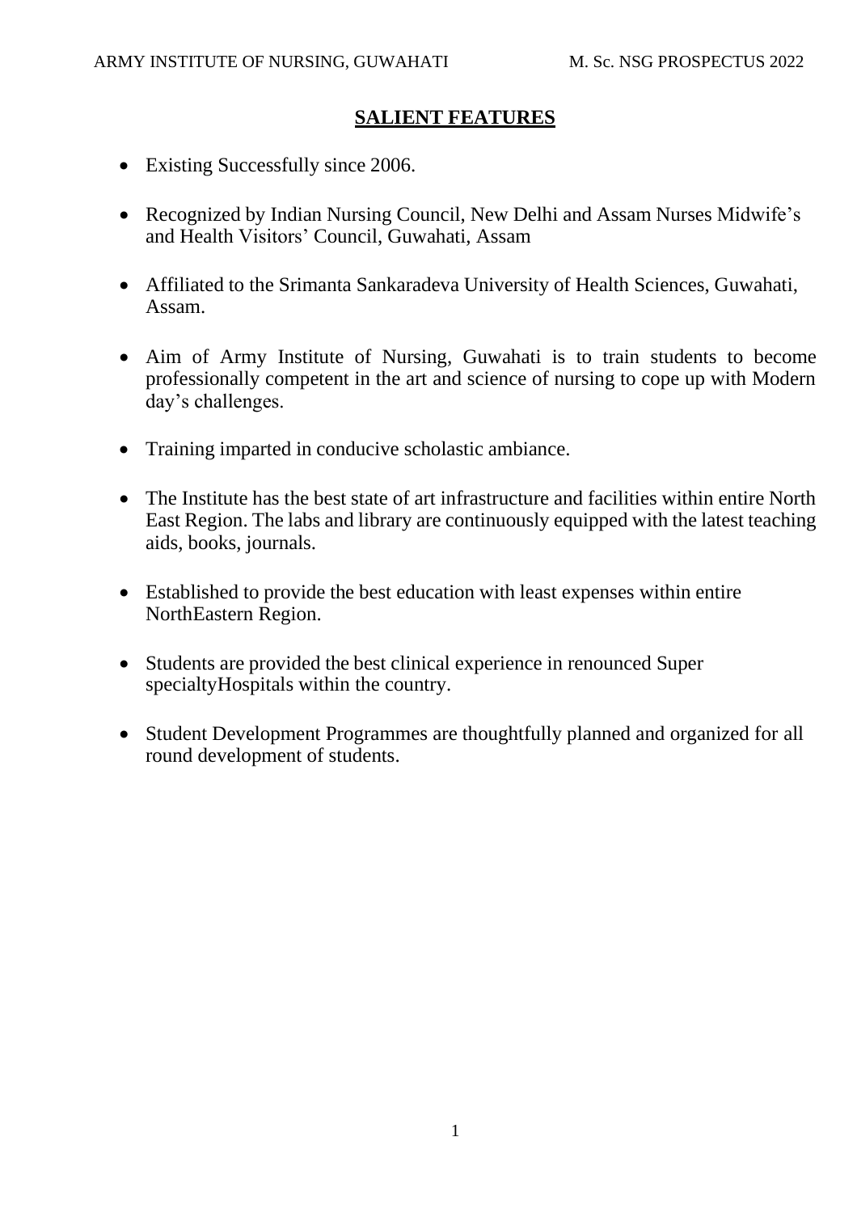## SALIENT FEATURES

- Existing Successfully since 2006.
- Recognized by Indian Nursing Council, New Delhi and Assam Nurses Midwife's and Health Visitors' Council, Guwahati, Assam
- Affiliated to the Srimanta Sankaradeva University of Health Sciences, Guwahati, Assam.
- Aim of Army Institute of Nursing, Guwahati is to train students to become professionally competent in the art and science of nursing to cope up with Modern day's challenges.
- Training imparted in conducive scholastic ambiance.
- The Institute has the best state of art infrastructure and facilities within entire North East Region. The labs and library are continuously equipped with the latest teaching aids, books, journals.
- Established to provide the best education with least expenses within entire NorthEastern Region.
- Students are provided the best clinical experience in renounced Super specialtyHospitals within the country.
- Student Development Programmes are thoughtfully planned and organized for all round development of students.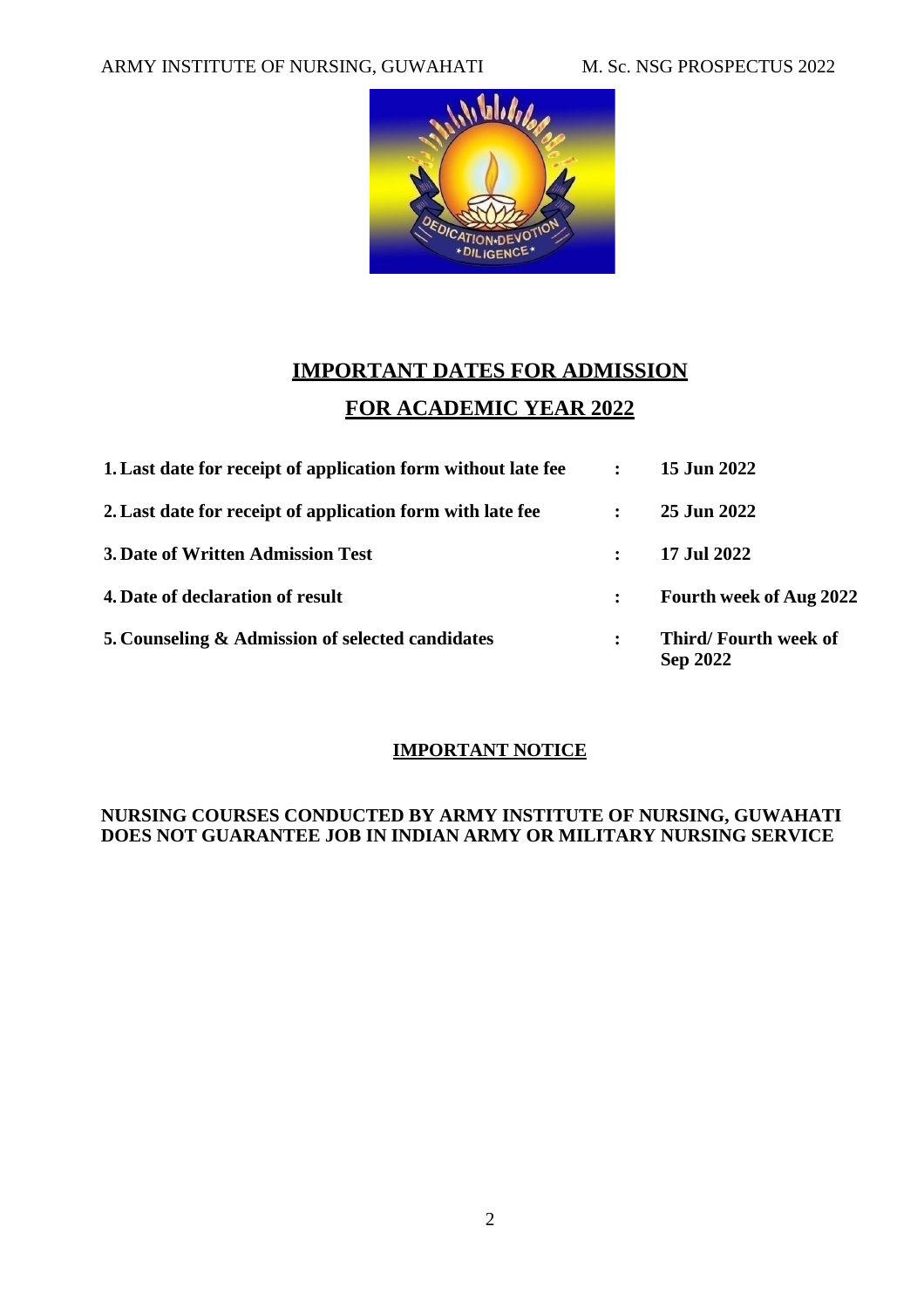## IMPORTANT DATES FOR ADMISSION

## FOR ACADEMIC YEAR 2022

| | | |
|---|---|---|
| **1. Last date for receipt of application form without late fee** | **:** | **15 Jun 2022** |
| **2. Last date for receipt of application form with late fee** | **:** | **25 Jun 2022** |
| **3. Date of Written Admission Test** | **:** | **17 Jul 2022** |
| **4. Date of declaration of result** | **:** | **Fourth week of Aug 2022** |
| **5. Counseling & Admission of selected candidates** | **:** | **Third/ Fourth week of Sep 2022** |

### IMPORTANT NOTICE

**NURSING COURSES CONDUCTED BY ARMY INSTITUTE OF NURSING, GUWAHATI DOES NOT GUARANTEE JOB IN INDIAN ARMY OR MILITARY NURSING SERVICE**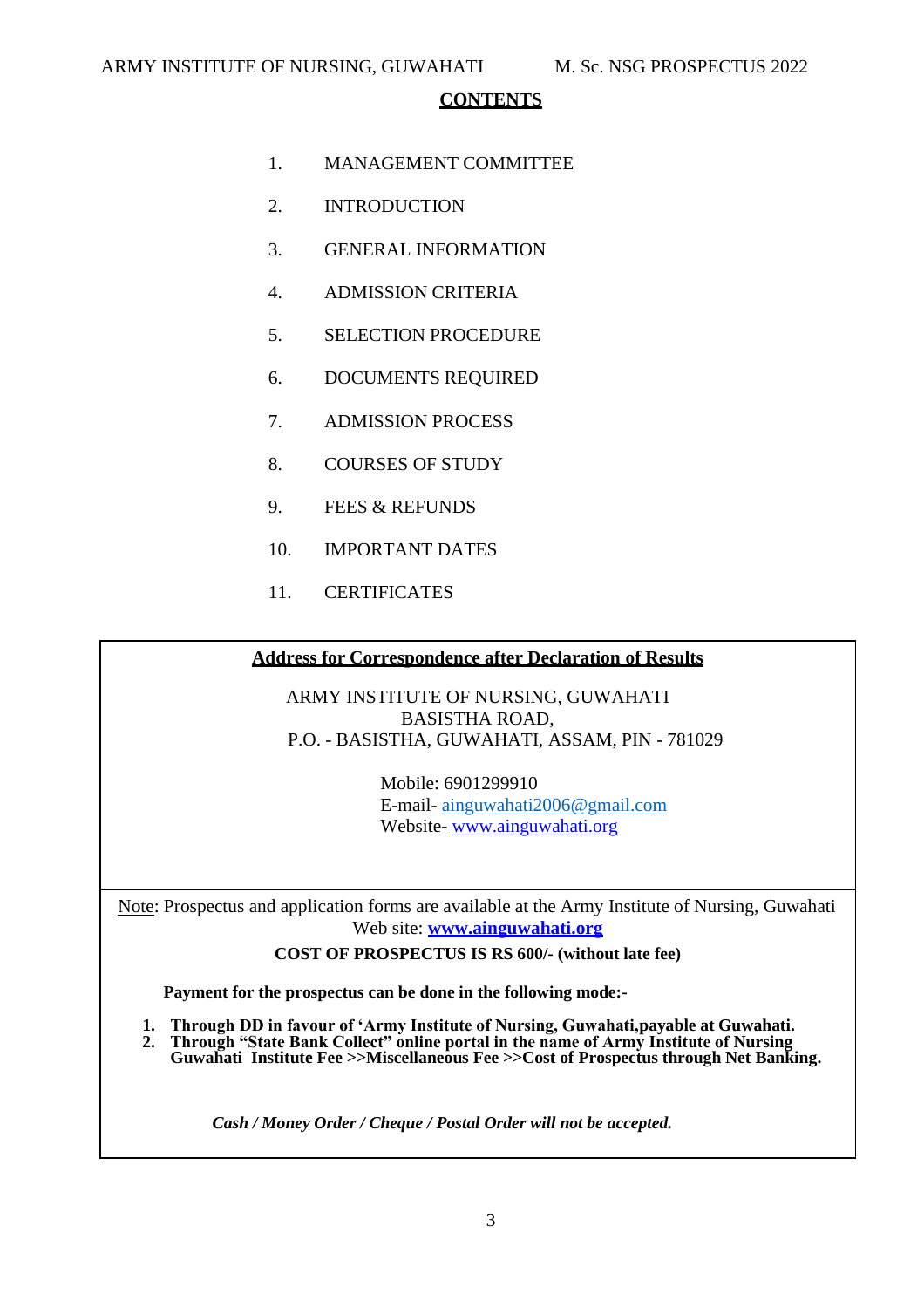# CONTENTS

1. MANAGEMENT COMMITTEE
2. INTRODUCTION
3. GENERAL INFORMATION
4. ADMISSION CRITERIA
5. SELECTION PROCEDURE
6. DOCUMENTS REQUIRED
7. ADMISSION PROCESS
8. COURSES OF STUDY
9. FEES & REFUNDS
10. IMPORTANT DATES
11. CERTIFICATES

## Address for Correspondence after Declaration of Results

ARMY INSTITUTE OF NURSING, GUWAHATI
BASISTHA ROAD,
P.O. - BASISTHA, GUWAHATI, ASSAM, PIN - 781029

Mobile: 6901299910
E-mail- ainguwahati2006@gmail.com
Website- www.ainguwahati.org

Note: Prospectus and application forms are available at the Army Institute of Nursing, Guwahati Web site: **www.ainguwahati.org**

**COST OF PROSPECTUS IS RS 600/- (without late fee)**

**Payment for the prospectus can be done in the following mode:-**

1. **Through DD in favour of 'Army Institute of Nursing, Guwahati,payable at Guwahati.**
2. **Through "State Bank Collect" online portal in the name of Army Institute of Nursing Guwahati Institute Fee >>Miscellaneous Fee >>Cost of Prospectus through Net Banking.**

***Cash / Money Order / Cheque / Postal Order will not be accepted.***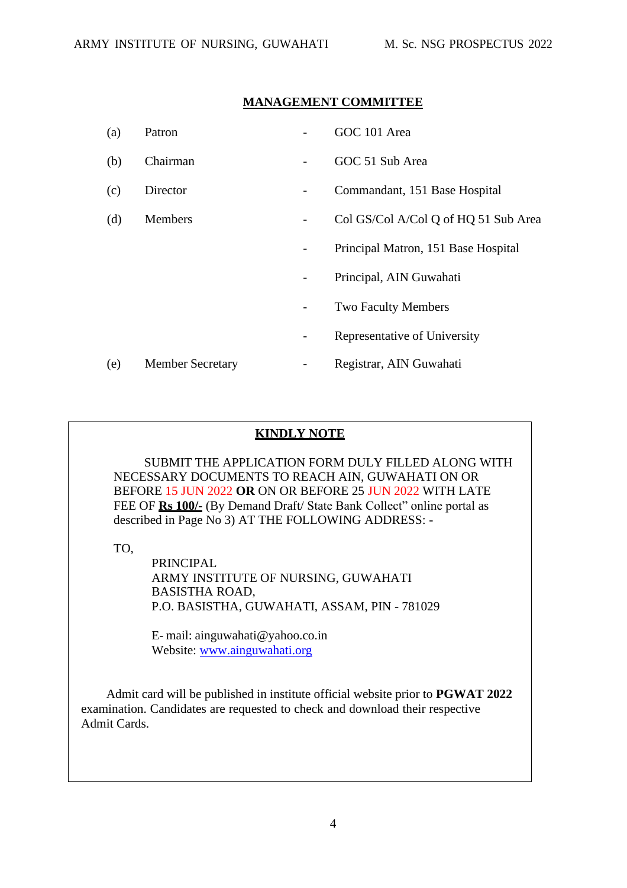## MANAGEMENT COMMITTEE

| | | | |
|---|---|---|---|
| (a) | Patron | - | GOC 101 Area |
| (b) | Chairman | - | GOC 51 Sub Area |
| (c) | Director | - | Commandant, 151 Base Hospital |
| (d) | Members | - | Col GS/Col A/Col Q of HQ 51 Sub Area |
| | | - | Principal Matron, 151 Base Hospital |
| | | - | Principal, AIN Guwahati |
| | | - | Two Faculty Members |
| | | - | Representative of University |
| (e) | Member Secretary | - | Registrar, AIN Guwahati |

## KINDLY NOTE

SUBMIT THE APPLICATION FORM DULY FILLED ALONG WITH NECESSARY DOCUMENTS TO REACH AIN, GUWAHATI ON OR BEFORE 15 JUN 2022 **OR** ON OR BEFORE 25 JUN 2022 WITH LATE FEE OF **Rs 100/-** (By Demand Draft/ State Bank Collect" online portal as described in Page No 3) AT THE FOLLOWING ADDRESS: -

TO,

PRINCIPAL
ARMY INSTITUTE OF NURSING, GUWAHATI
BASISTHA ROAD,
P.O. BASISTHA, GUWAHATI, ASSAM, PIN - 781029

E- mail: ainguwahati@yahoo.co.in
Website: www.ainguwahati.org

Admit card will be published in institute official website prior to **PGWAT 2022** examination. Candidates are requested to check and download their respective Admit Cards.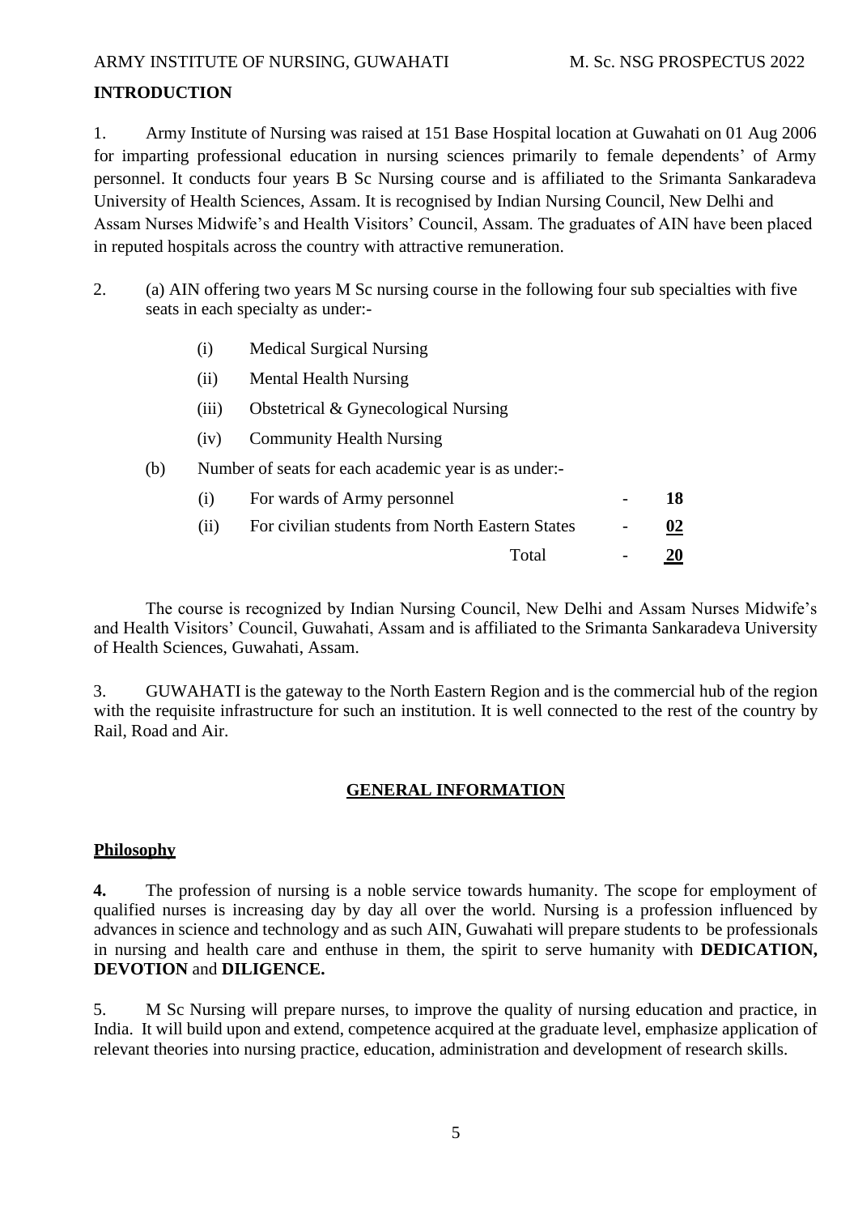## INTRODUCTION

1. Army Institute of Nursing was raised at 151 Base Hospital location at Guwahati on 01 Aug 2006 for imparting professional education in nursing sciences primarily to female dependents' of Army personnel. It conducts four years B Sc Nursing course and is affiliated to the Srimanta Sankaradeva University of Health Sciences, Assam. It is recognised by Indian Nursing Council, New Delhi and Assam Nurses Midwife's and Health Visitors' Council, Assam. The graduates of AIN have been placed in reputed hospitals across the country with attractive remuneration.

2. (a) AIN offering two years M Sc nursing course in the following four sub specialties with five seats in each specialty as under:-

   (i) Medical Surgical Nursing

   (ii) Mental Health Nursing

   (iii) Obstetrical & Gynecological Nursing

   (iv) Community Health Nursing

   (b) Number of seats for each academic year is as under:-

| | | | |
|---|---|---|---|
| (i) | For wards of Army personnel | - | **18** |
| (ii) | For civilian students from North Eastern States | - | **02** |
| | Total | - | **20** |

The course is recognized by Indian Nursing Council, New Delhi and Assam Nurses Midwife's and Health Visitors' Council, Guwahati, Assam and is affiliated to the Srimanta Sankaradeva University of Health Sciences, Guwahati, Assam.

3. GUWAHATI is the gateway to the North Eastern Region and is the commercial hub of the region with the requisite infrastructure for such an institution. It is well connected to the rest of the country by Rail, Road and Air.

## GENERAL INFORMATION

### Philosophy

**4.** The profession of nursing is a noble service towards humanity. The scope for employment of qualified nurses is increasing day by day all over the world. Nursing is a profession influenced by advances in science and technology and as such AIN, Guwahati will prepare students to be professionals in nursing and health care and enthuse in them, the spirit to serve humanity with **DEDICATION, DEVOTION** and **DILIGENCE.**

5. M Sc Nursing will prepare nurses, to improve the quality of nursing education and practice, in India. It will build upon and extend, competence acquired at the graduate level, emphasize application of relevant theories into nursing practice, education, administration and development of research skills.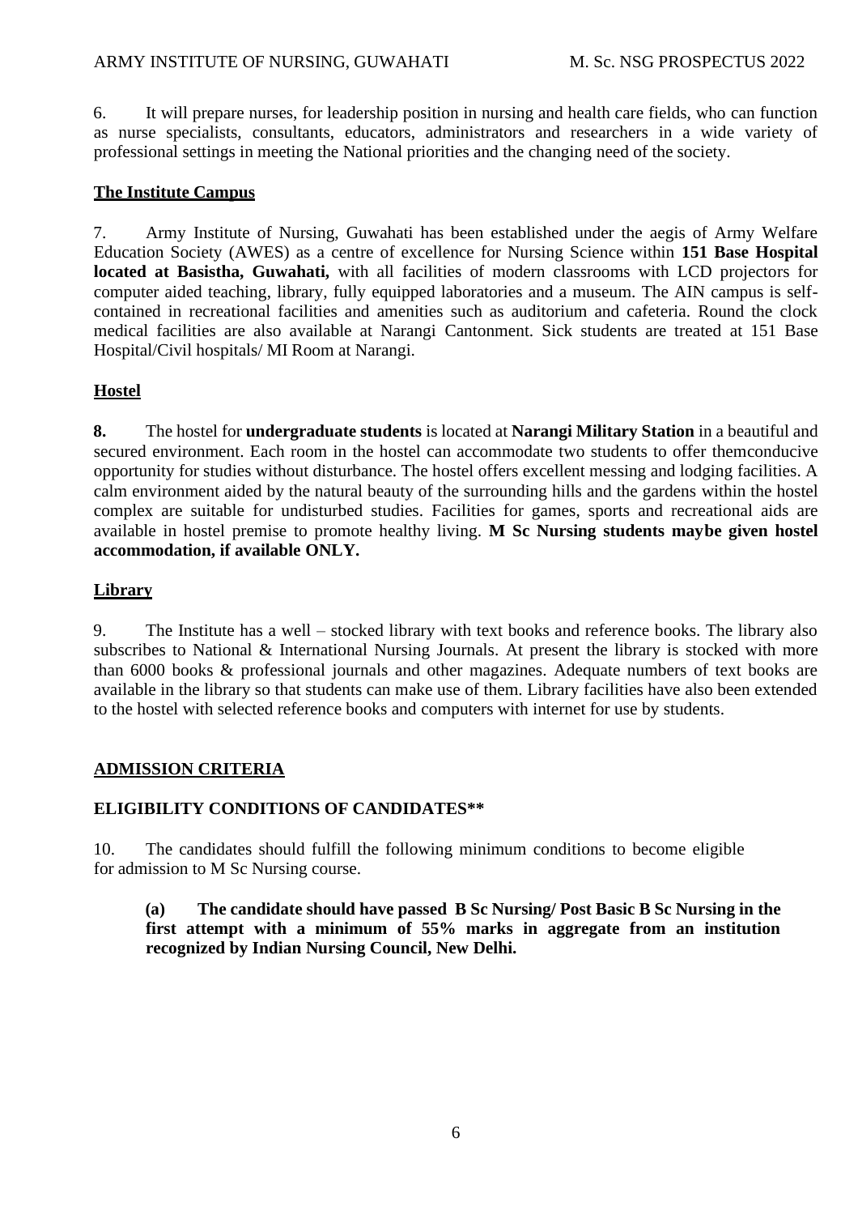6. It will prepare nurses, for leadership position in nursing and health care fields, who can function as nurse specialists, consultants, educators, administrators and researchers in a wide variety of professional settings in meeting the National priorities and the changing need of the society.

## The Institute Campus

7. Army Institute of Nursing, Guwahati has been established under the aegis of Army Welfare Education Society (AWES) as a centre of excellence for Nursing Science within **151 Base Hospital located at Basistha, Guwahati,** with all facilities of modern classrooms with LCD projectors for computer aided teaching, library, fully equipped laboratories and a museum. The AIN campus is self-contained in recreational facilities and amenities such as auditorium and cafeteria. Round the clock medical facilities are also available at Narangi Cantonment. Sick students are treated at 151 Base Hospital/Civil hospitals/ MI Room at Narangi.

## Hostel

**8.** The hostel for **undergraduate students** is located at **Narangi Military Station** in a beautiful and secured environment. Each room in the hostel can accommodate two students to offer themconducive opportunity for studies without disturbance. The hostel offers excellent messing and lodging facilities. A calm environment aided by the natural beauty of the surrounding hills and the gardens within the hostel complex are suitable for undisturbed studies. Facilities for games, sports and recreational aids are available in hostel premise to promote healthy living. **M Sc Nursing students maybe given hostel accommodation, if available ONLY.**

## Library

9. The Institute has a well – stocked library with text books and reference books. The library also subscribes to National & International Nursing Journals. At present the library is stocked with more than 6000 books & professional journals and other magazines. Adequate numbers of text books are available in the library so that students can make use of them. Library facilities have also been extended to the hostel with selected reference books and computers with internet for use by students.

## ADMISSION CRITERIA

### ELIGIBILITY CONDITIONS OF CANDIDATES**

10. The candidates should fulfill the following minimum conditions to become eligible for admission to M Sc Nursing course.

> **(a) The candidate should have passed B Sc Nursing/ Post Basic B Sc Nursing in the first attempt with a minimum of 55% marks in aggregate from an institution recognized by Indian Nursing Council, New Delhi.**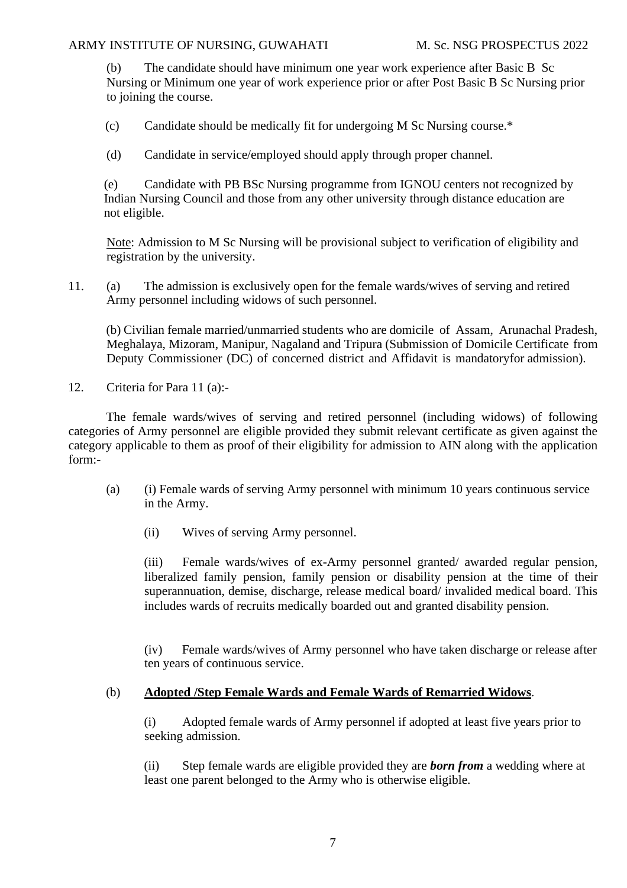(b) The candidate should have minimum one year work experience after Basic B Sc Nursing or Minimum one year of work experience prior or after Post Basic B Sc Nursing prior to joining the course.

(c) Candidate should be medically fit for undergoing M Sc Nursing course.*

(d) Candidate in service/employed should apply through proper channel.

(e) Candidate with PB BSc Nursing programme from IGNOU centers not recognized by Indian Nursing Council and those from any other university through distance education are not eligible.

Note: Admission to M Sc Nursing will be provisional subject to verification of eligibility and registration by the university.

11. (a) The admission is exclusively open for the female wards/wives of serving and retired Army personnel including widows of such personnel.

(b) Civilian female married/unmarried students who are domicile of Assam, Arunachal Pradesh, Meghalaya, Mizoram, Manipur, Nagaland and Tripura (Submission of Domicile Certificate from Deputy Commissioner (DC) of concerned district and Affidavit is mandatoryfor admission).

12. Criteria for Para 11 (a):-

The female wards/wives of serving and retired personnel (including widows) of following categories of Army personnel are eligible provided they submit relevant certificate as given against the category applicable to them as proof of their eligibility for admission to AIN along with the application form:-

(a) (i) Female wards of serving Army personnel with minimum 10 years continuous service in the Army.

(ii) Wives of serving Army personnel.

(iii) Female wards/wives of ex-Army personnel granted/ awarded regular pension, liberalized family pension, family pension or disability pension at the time of their superannuation, demise, discharge, release medical board/ invalided medical board. This includes wards of recruits medically boarded out and granted disability pension.

(iv) Female wards/wives of Army personnel who have taken discharge or release after ten years of continuous service.

(b) **Adopted /Step Female Wards and Female Wards of Remarried Widows**.

(i) Adopted female wards of Army personnel if adopted at least five years prior to seeking admission.

(ii) Step female wards are eligible provided they are ***born from*** a wedding where at least one parent belonged to the Army who is otherwise eligible.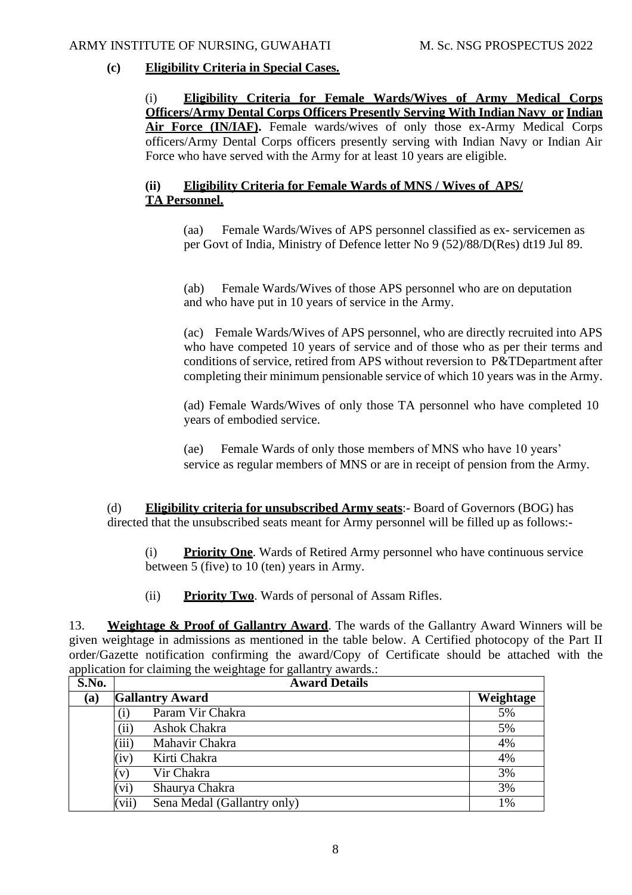**(c) Eligibility Criteria in Special Cases.**

(i) **Eligibility Criteria for Female Wards/Wives of Army Medical Corps Officers/Army Dental Corps Officers Presently Serving With Indian Navy or Indian Air Force (IN/IAF).** Female wards/wives of only those ex-Army Medical Corps officers/Army Dental Corps officers presently serving with Indian Navy or Indian Air Force who have served with the Army for at least 10 years are eligible.

**(ii) Eligibility Criteria for Female Wards of MNS / Wives of APS/ TA Personnel.**

(aa) Female Wards/Wives of APS personnel classified as ex- servicemen as per Govt of India, Ministry of Defence letter No 9 (52)/88/D(Res) dt19 Jul 89.

(ab) Female Wards/Wives of those APS personnel who are on deputation and who have put in 10 years of service in the Army.

(ac) Female Wards/Wives of APS personnel, who are directly recruited into APS who have competed 10 years of service and of those who as per their terms and conditions of service, retired from APS without reversion to P&TDepartment after completing their minimum pensionable service of which 10 years was in the Army.

(ad) Female Wards/Wives of only those TA personnel who have completed 10 years of embodied service.

(ae) Female Wards of only those members of MNS who have 10 years' service as regular members of MNS or are in receipt of pension from the Army.

(d) **Eligibility criteria for unsubscribed Army seats**:- Board of Governors (BOG) has directed that the unsubscribed seats meant for Army personnel will be filled up as follows:-

(i) **Priority One**. Wards of Retired Army personnel who have continuous service between 5 (five) to 10 (ten) years in Army.

(ii) **Priority Two**. Wards of personal of Assam Rifles.

13. **Weightage & Proof of Gallantry Award**. The wards of the Gallantry Award Winners will be given weightage in admissions as mentioned in the table below. A Certified photocopy of the Part II order/Gazette notification confirming the award/Copy of Certificate should be attached with the application for claiming the weightage for gallantry awards.:

| S.No. | Award Details | | |
|---|---|---|---|
| **(a)** | **Gallantry Award** | | **Weightage** |
| | (i) | Param Vir Chakra | 5% |
| | (ii) | Ashok Chakra | 5% |
| | (iii) | Mahavir Chakra | 4% |
| | (iv) | Kirti Chakra | 4% |
| | (v) | Vir Chakra | 3% |
| | (vi) | Shaurya Chakra | 3% |
| | (vii) | Sena Medal (Gallantry only) | 1% |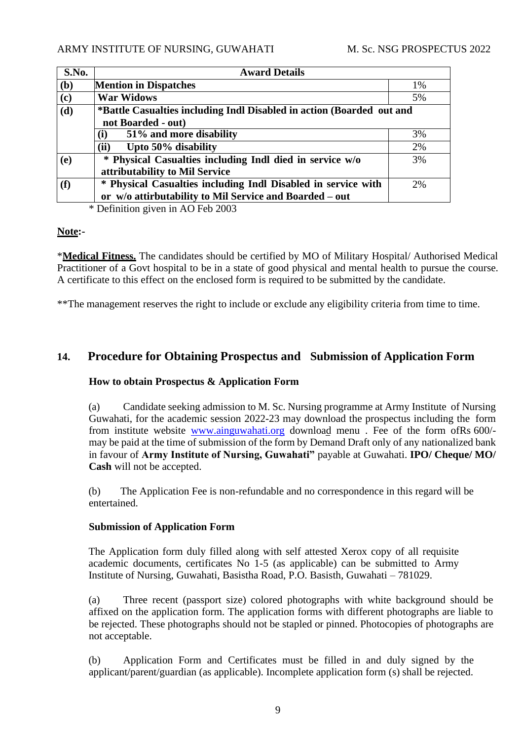| S.No. | Award Details | |
|---|---|---|
| **(b)** | **Mention in Dispatches** | 1% |
| **(c)** | **War Widows** | 5% |
| **(d)** | **\*Battle Casualties including Indl Disabled in action (Boarded out and not Boarded - out)** | |
| | **(i) 51% and more disability** | 3% |
| | **(ii) Upto 50% disability** | 2% |
| **(e)** | **\* Physical Casualties including Indl died in service w/o attributability to Mil Service** | 3% |
| **(f)** | **\* Physical Casualties including Indl Disabled in service with or w/o attirbutability to Mil Service and Boarded – out** | 2% |

\* Definition given in AO Feb 2003

**Note:-**

\***Medical Fitness.** The candidates should be certified by MO of Military Hospital/ Authorised Medical Practitioner of a Govt hospital to be in a state of good physical and mental health to pursue the course. A certificate to this effect on the enclosed form is required to be submitted by the candidate.

\*\*The management reserves the right to include or exclude any eligibility criteria from time to time.

## 14. Procedure for Obtaining Prospectus and Submission of Application Form

**How to obtain Prospectus & Application Form**

(a) Candidate seeking admission to M. Sc. Nursing programme at Army Institute of Nursing Guwahati, for the academic session 2022-23 may download the prospectus including the form from institute website www.ainguwahati.org download menu . Fee of the form ofRs 600/- may be paid at the time of submission of the form by Demand Draft only of any nationalized bank in favour of **Army Institute of Nursing, Guwahati"** payable at Guwahati. **IPO/ Cheque/ MO/ Cash** will not be accepted.

(b) The Application Fee is non-refundable and no correspondence in this regard will be entertained.

**Submission of Application Form**

The Application form duly filled along with self attested Xerox copy of all requisite academic documents, certificates No 1-5 (as applicable) can be submitted to Army Institute of Nursing, Guwahati, Basistha Road, P.O. Basisth, Guwahati – 781029.

(a) Three recent (passport size) colored photographs with white background should be affixed on the application form. The application forms with different photographs are liable to be rejected. These photographs should not be stapled or pinned. Photocopies of photographs are not acceptable.

(b) Application Form and Certificates must be filled in and duly signed by the applicant/parent/guardian (as applicable). Incomplete application form (s) shall be rejected.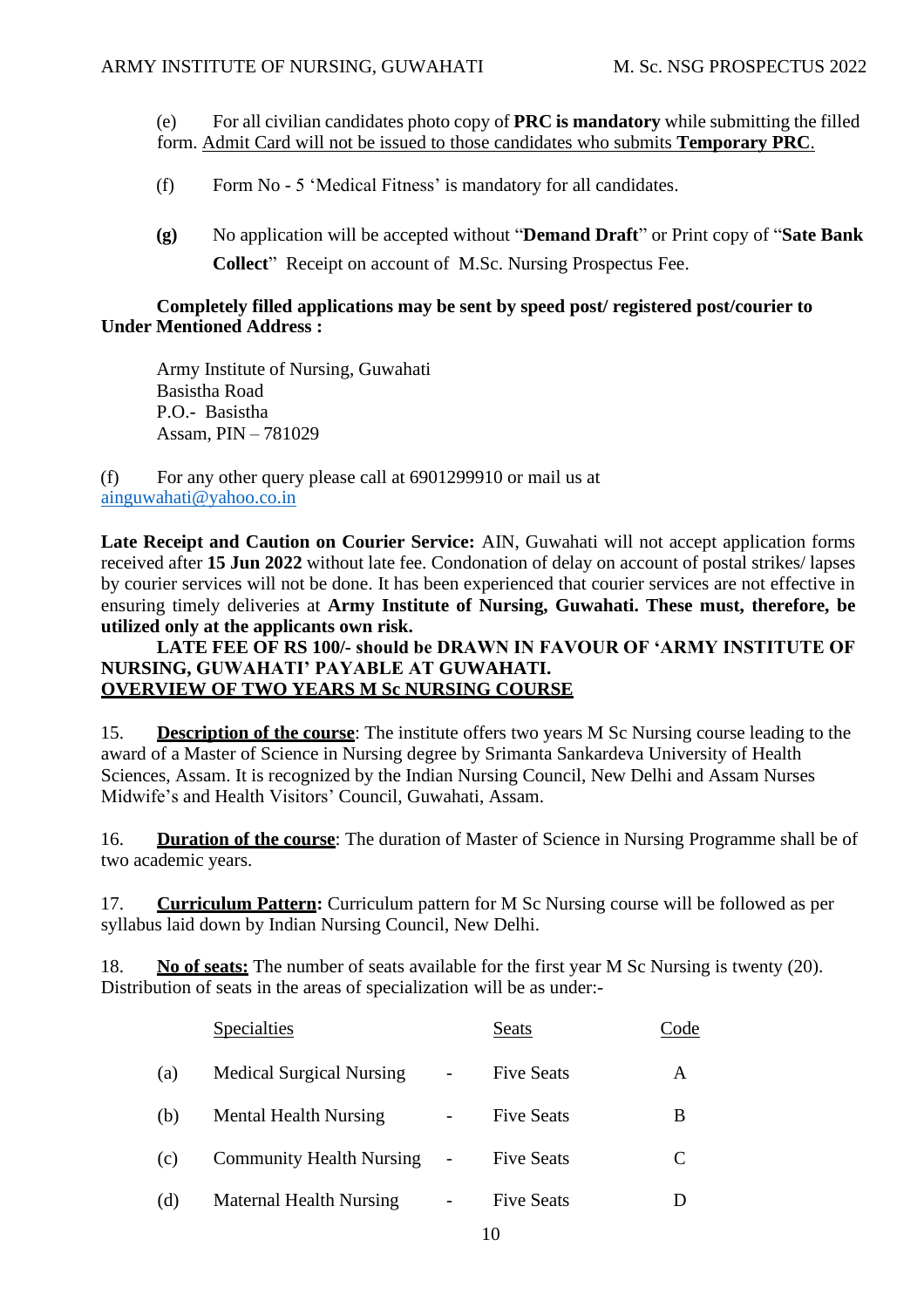(e) For all civilian candidates photo copy of **PRC is mandatory** while submitting the filled form. Admit Card will not be issued to those candidates who submits **Temporary PRC**.

(f) Form No - 5 'Medical Fitness' is mandatory for all candidates.

**(g)** No application will be accepted without "**Demand Draft**" or Print copy of "**Sate Bank Collect**" Receipt on account of M.Sc. Nursing Prospectus Fee.

**Completely filled applications may be sent by speed post/ registered post/courier to Under Mentioned Address :**

Army Institute of Nursing, Guwahati
Basistha Road
P.O.- Basistha
Assam, PIN – 781029

(f) For any other query please call at 6901299910 or mail us at ainguwahati@yahoo.co.in

**Late Receipt and Caution on Courier Service:** AIN, Guwahati will not accept application forms received after **15 Jun 2022** without late fee. Condonation of delay on account of postal strikes/ lapses by courier services will not be done. It has been experienced that courier services are not effective in ensuring timely deliveries at **Army Institute of Nursing, Guwahati. These must, therefore, be utilized only at the applicants own risk.**

**LATE FEE OF RS 100/- should be DRAWN IN FAVOUR OF 'ARMY INSTITUTE OF NURSING, GUWAHATI' PAYABLE AT GUWAHATI.**

## OVERVIEW OF TWO YEARS M Sc NURSING COURSE

15. **Description of the course**: The institute offers two years M Sc Nursing course leading to the award of a Master of Science in Nursing degree by Srimanta Sankardeva University of Health Sciences, Assam. It is recognized by the Indian Nursing Council, New Delhi and Assam Nurses Midwife's and Health Visitors' Council, Guwahati, Assam.

16. **Duration of the course**: The duration of Master of Science in Nursing Programme shall be of two academic years.

17. **Curriculum Pattern:** Curriculum pattern for M Sc Nursing course will be followed as per syllabus laid down by Indian Nursing Council, New Delhi.

18. **No of seats:** The number of seats available for the first year M Sc Nursing is twenty (20). Distribution of seats in the areas of specialization will be as under:-

| | Specialties | | Seats | Code |
|---|---|---|---|---|
| (a) | Medical Surgical Nursing | - | Five Seats | A |
| (b) | Mental Health Nursing | - | Five Seats | B |
| (c) | Community Health Nursing | - | Five Seats | C |
| (d) | Maternal Health Nursing | - | Five Seats | D |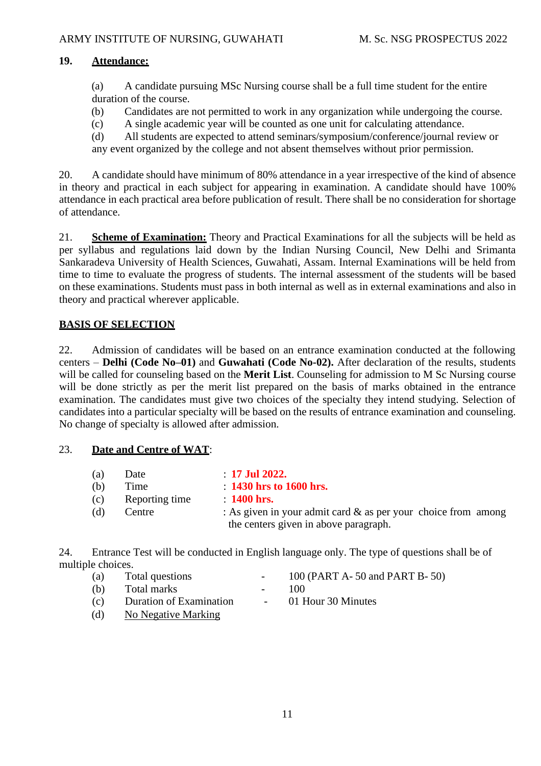**19. Attendance:**

(a) A candidate pursuing MSc Nursing course shall be a full time student for the entire duration of the course.

(b) Candidates are not permitted to work in any organization while undergoing the course.

(c) A single academic year will be counted as one unit for calculating attendance.

(d) All students are expected to attend seminars/symposium/conference/journal review or any event organized by the college and not absent themselves without prior permission.

20. A candidate should have minimum of 80% attendance in a year irrespective of the kind of absence in theory and practical in each subject for appearing in examination. A candidate should have 100% attendance in each practical area before publication of result. There shall be no consideration for shortage of attendance.

21. **Scheme of Examination:** Theory and Practical Examinations for all the subjects will be held as per syllabus and regulations laid down by the Indian Nursing Council, New Delhi and Srimanta Sankaradeva University of Health Sciences, Guwahati, Assam. Internal Examinations will be held from time to time to evaluate the progress of students. The internal assessment of the students will be based on these examinations. Students must pass in both internal as well as in external examinations and also in theory and practical wherever applicable.

**BASIS OF SELECTION**

22. Admission of candidates will be based on an entrance examination conducted at the following centers – **Delhi (Code No–01)** and **Guwahati (Code No-02).** After declaration of the results, students will be called for counseling based on the **Merit List**. Counseling for admission to M Sc Nursing course will be done strictly as per the merit list prepared on the basis of marks obtained in the entrance examination. The candidates must give two choices of the specialty they intend studying. Selection of candidates into a particular specialty will be based on the results of entrance examination and counseling. No change of specialty is allowed after admission.

23. **Date and Centre of WAT**:

(a) Date : **17 Jul 2022.**

(b) Time : **1430 hrs to 1600 hrs.**

(c) Reporting time : **1400 hrs.**

(d) Centre : As given in your admit card & as per your choice from among the centers given in above paragraph.

24. Entrance Test will be conducted in English language only. The type of questions shall be of multiple choices.

(a) Total questions - 100 (PART A- 50 and PART B- 50)

(b) Total marks - 100

(c) Duration of Examination - 01 Hour 30 Minutes

(d) No Negative Marking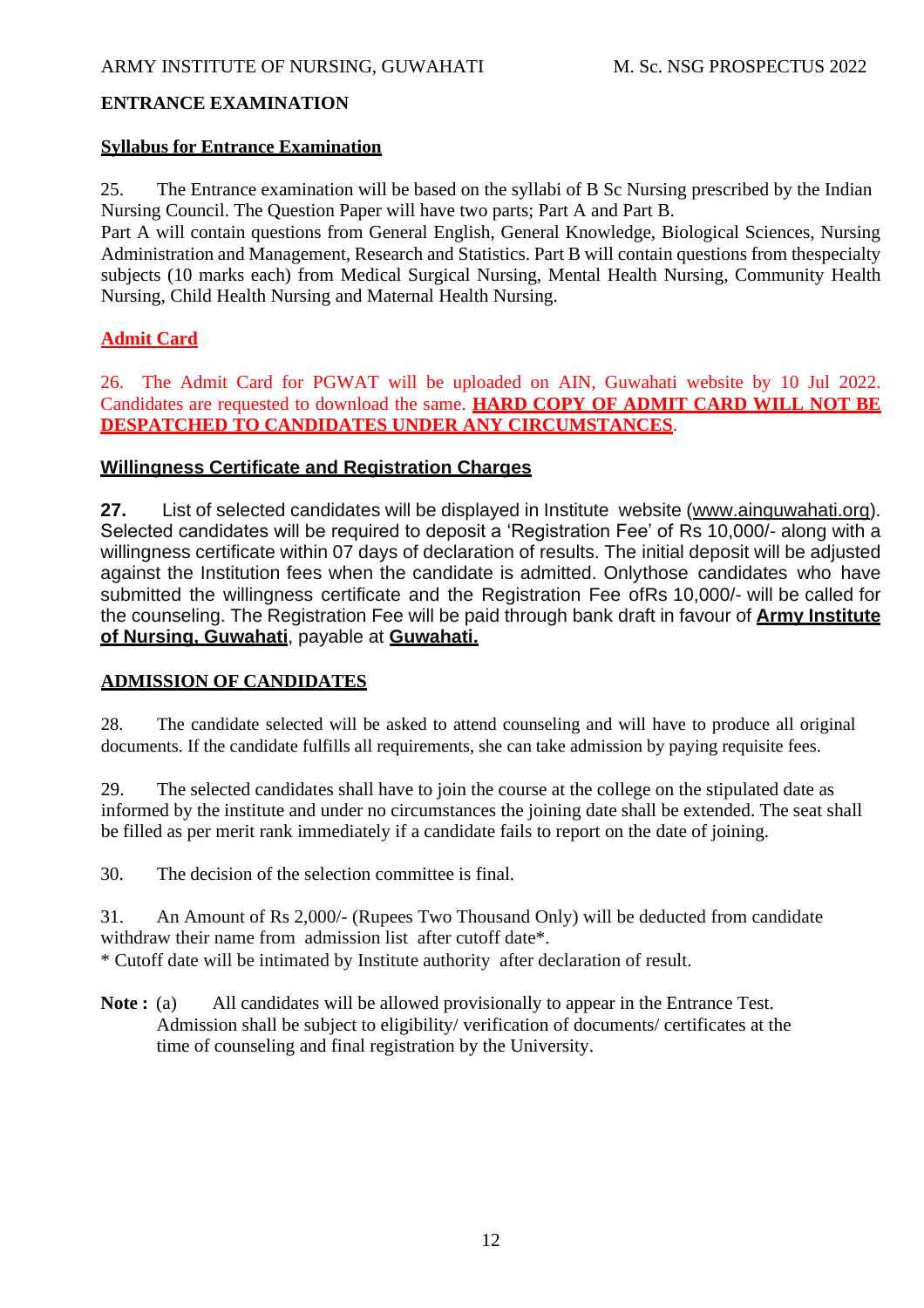## ENTRANCE EXAMINATION

### Syllabus for Entrance Examination

25. The Entrance examination will be based on the syllabi of B Sc Nursing prescribed by the Indian Nursing Council. The Question Paper will have two parts; Part A and Part B.
Part A will contain questions from General English, General Knowledge, Biological Sciences, Nursing Administration and Management, Research and Statistics. Part B will contain questions from thespecialty subjects (10 marks each) from Medical Surgical Nursing, Mental Health Nursing, Community Health Nursing, Child Health Nursing and Maternal Health Nursing.

### Admit Card

26. The Admit Card for PGWAT will be uploaded on AIN, Guwahati website by 10 Jul 2022. Candidates are requested to download the same. **HARD COPY OF ADMIT CARD WILL NOT BE DESPATCHED TO CANDIDATES UNDER ANY CIRCUMSTANCES**.

### Willingness Certificate and Registration Charges

**27.** List of selected candidates will be displayed in Institute website (www.ainguwahati.org). Selected candidates will be required to deposit a 'Registration Fee' of Rs 10,000/- along with a willingness certificate within 07 days of declaration of results. The initial deposit will be adjusted against the Institution fees when the candidate is admitted. Onlythose candidates who have submitted the willingness certificate and the Registration Fee ofRs 10,000/- will be called for the counseling. The Registration Fee will be paid through bank draft in favour of **Army Institute of Nursing, Guwahati**, payable at **Guwahati.**

## ADMISSION OF CANDIDATES

28. The candidate selected will be asked to attend counseling and will have to produce all original documents. If the candidate fulfills all requirements, she can take admission by paying requisite fees.

29. The selected candidates shall have to join the course at the college on the stipulated date as informed by the institute and under no circumstances the joining date shall be extended. The seat shall be filled as per merit rank immediately if a candidate fails to report on the date of joining.

30. The decision of the selection committee is final.

31. An Amount of Rs 2,000/- (Rupees Two Thousand Only) will be deducted from candidate withdraw their name from admission list after cutoff date*.
* Cutoff date will be intimated by Institute authority after declaration of result.

**Note :** (a) All candidates will be allowed provisionally to appear in the Entrance Test. Admission shall be subject to eligibility/ verification of documents/ certificates at the time of counseling and final registration by the University.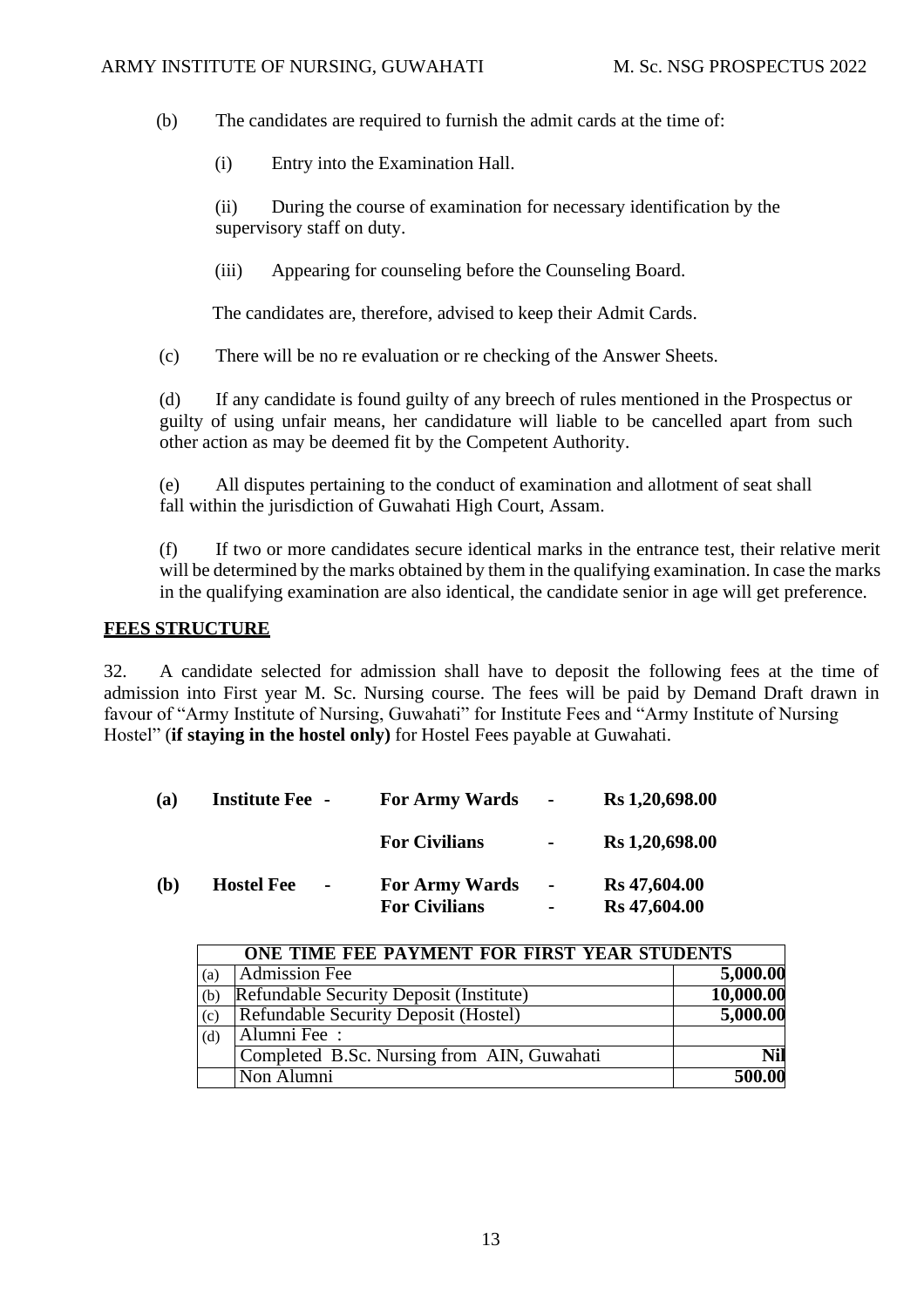(b) The candidates are required to furnish the admit cards at the time of:

(i) Entry into the Examination Hall.

(ii) During the course of examination for necessary identification by the supervisory staff on duty.

(iii) Appearing for counseling before the Counseling Board.

The candidates are, therefore, advised to keep their Admit Cards.

(c) There will be no re evaluation or re checking of the Answer Sheets.

(d) If any candidate is found guilty of any breech of rules mentioned in the Prospectus or guilty of using unfair means, her candidature will liable to be cancelled apart from such other action as may be deemed fit by the Competent Authority.

(e) All disputes pertaining to the conduct of examination and allotment of seat shall fall within the jurisdiction of Guwahati High Court, Assam.

(f) If two or more candidates secure identical marks in the entrance test, their relative merit will be determined by the marks obtained by them in the qualifying examination. In case the marks in the qualifying examination are also identical, the candidate senior in age will get preference.

**FEES STRUCTURE**

32. A candidate selected for admission shall have to deposit the following fees at the time of admission into First year M. Sc. Nursing course. The fees will be paid by Demand Draft drawn in favour of "Army Institute of Nursing, Guwahati" for Institute Fees and "Army Institute of Nursing Hostel" (**if staying in the hostel only)** for Hostel Fees payable at Guwahati.

| | | | | |
|---|---|---|---|---|
| **(a)** | **Institute Fee -** | **For Army Wards** | **-** | **Rs 1,20,698.00** |
| | | **For Civilians** | **-** | **Rs 1,20,698.00** |
| **(b)** | **Hostel Fee -** | **For Army Wards** | **-** | **Rs 47,604.00** |
| | | **For Civilians** | **-** | **Rs 47,604.00** |

| **ONE TIME FEE PAYMENT FOR FIRST YEAR STUDENTS** | | |
|---|---|---|
| (a) | Admission Fee | **5,000.00** |
| (b) | Refundable Security Deposit (Institute) | **10,000.00** |
| (c) | Refundable Security Deposit (Hostel) | **5,000.00** |
| (d) | Alumni Fee : | |
| | Completed B.Sc. Nursing from AIN, Guwahati | **Nil** |
| | Non Alumni | **500.00** |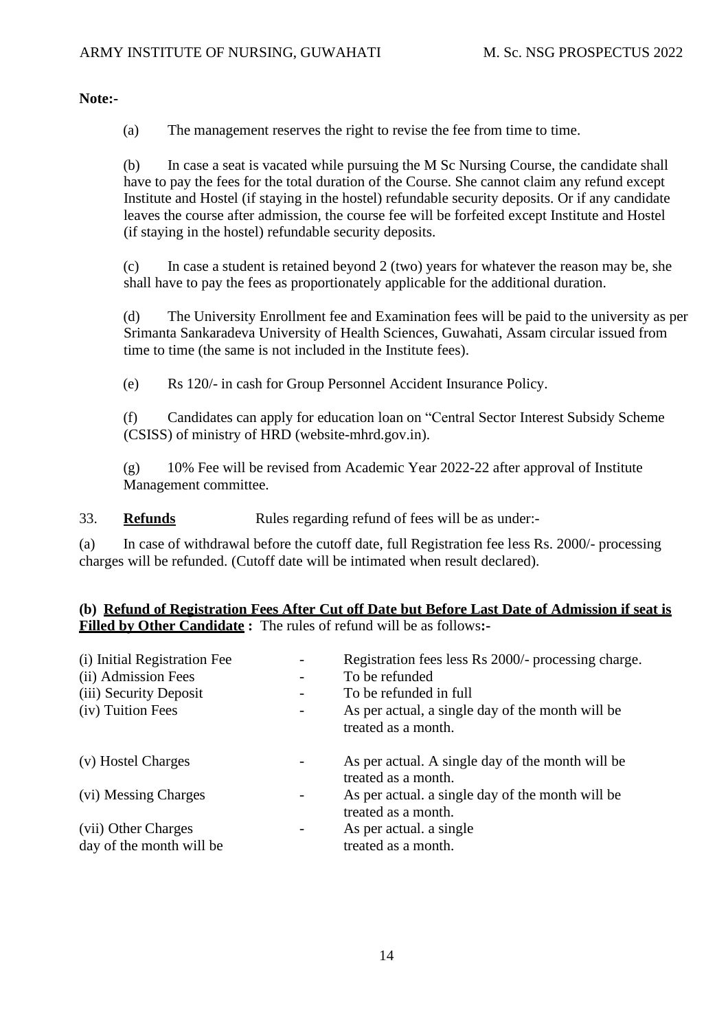**Note:-**

(a) The management reserves the right to revise the fee from time to time.

(b) In case a seat is vacated while pursuing the M Sc Nursing Course, the candidate shall have to pay the fees for the total duration of the Course. She cannot claim any refund except Institute and Hostel (if staying in the hostel) refundable security deposits. Or if any candidate leaves the course after admission, the course fee will be forfeited except Institute and Hostel (if staying in the hostel) refundable security deposits.

(c) In case a student is retained beyond 2 (two) years for whatever the reason may be, she shall have to pay the fees as proportionately applicable for the additional duration.

(d) The University Enrollment fee and Examination fees will be paid to the university as per Srimanta Sankaradeva University of Health Sciences, Guwahati, Assam circular issued from time to time (the same is not included in the Institute fees).

(e) Rs 120/- in cash for Group Personnel Accident Insurance Policy.

(f) Candidates can apply for education loan on "Central Sector Interest Subsidy Scheme (CSISS) of ministry of HRD (website-mhrd.gov.in).

(g) 10% Fee will be revised from Academic Year 2022-22 after approval of Institute Management committee.

33. **Refunds** Rules regarding refund of fees will be as under:-

(a) In case of withdrawal before the cutoff date, full Registration fee less Rs. 2000/- processing charges will be refunded. (Cutoff date will be intimated when result declared).

**(b) Refund of Registration Fees After Cut off Date but Before Last Date of Admission if seat is Filled by Other Candidate :** The rules of refund will be as follows**:-**

| | | |
|---|---|---|
| (i) Initial Registration Fee | - | Registration fees less Rs 2000/- processing charge. |
| (ii) Admission Fees | - | To be refunded |
| (iii) Security Deposit | - | To be refunded in full |
| (iv) Tuition Fees | - | As per actual, a single day of the month will be treated as a month. |
| (v) Hostel Charges | - | As per actual. A single day of the month will be treated as a month. |
| (vi) Messing Charges | - | As per actual. a single day of the month will be treated as a month. |
| (vii) Other Charges day of the month will be | - | As per actual. a single treated as a month. |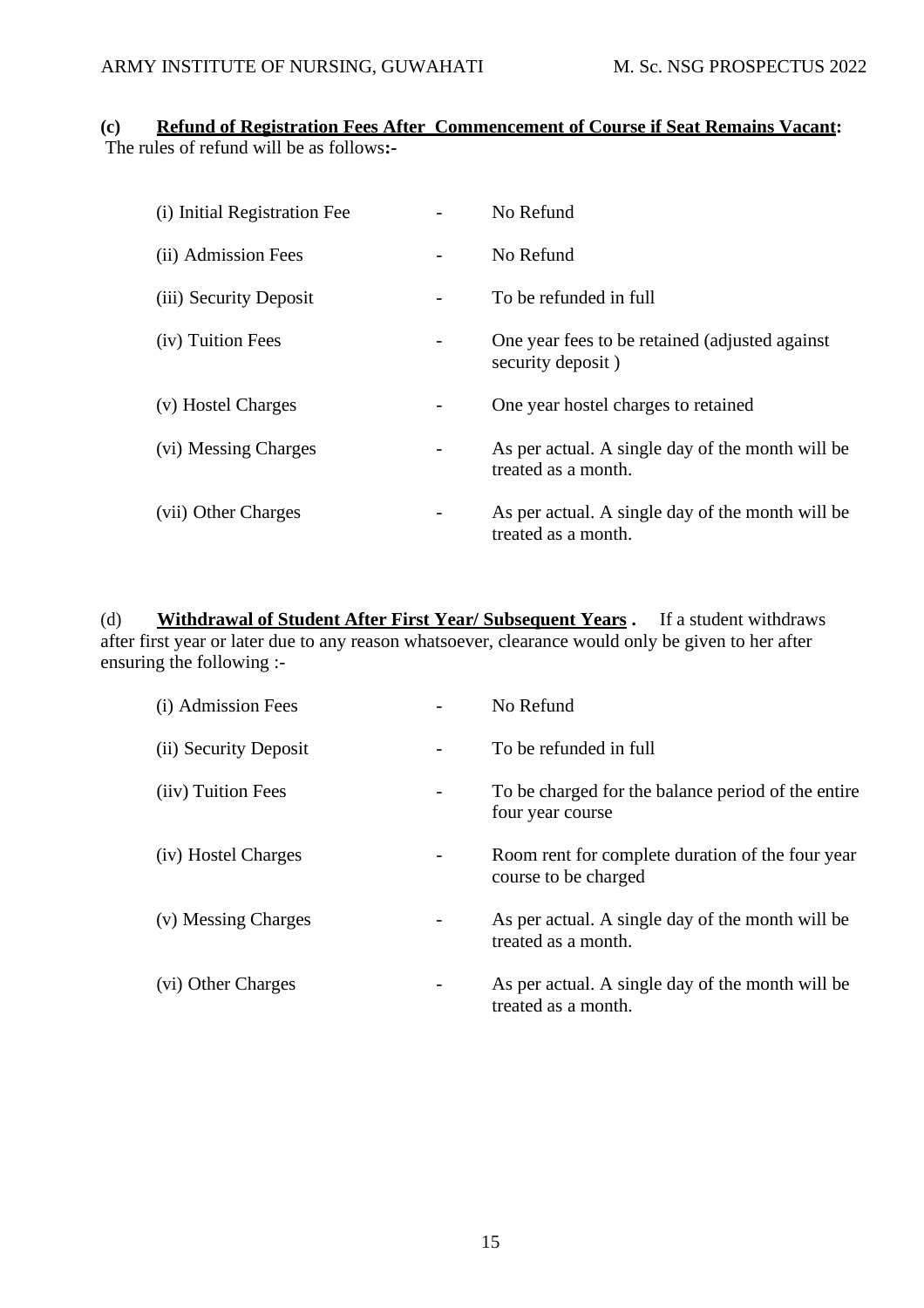**(c)** **<u>Refund of Registration Fees After Commencement of Course if Seat Remains Vacant</u>:** The rules of refund will be as follows**:-**

| | | |
|---|---|---|
| (i) Initial Registration Fee | - | No Refund |
| (ii) Admission Fees | - | No Refund |
| (iii) Security Deposit | - | To be refunded in full |
| (iv) Tuition Fees | - | One year fees to be retained (adjusted against security deposit ) |
| (v) Hostel Charges | - | One year hostel charges to retained |
| (vi) Messing Charges | - | As per actual. A single day of the month will be treated as a month. |
| (vii) Other Charges | - | As per actual. A single day of the month will be treated as a month. |

(d) **<u>Withdrawal of Student After First Year/ Subsequent Years</u> .** If a student withdraws after first year or later due to any reason whatsoever, clearance would only be given to her after ensuring the following :-

| | | |
|---|---|---|
| (i) Admission Fees | - | No Refund |
| (ii) Security Deposit | - | To be refunded in full |
| (iiv) Tuition Fees | - | To be charged for the balance period of the entire four year course |
| (iv) Hostel Charges | - | Room rent for complete duration of the four year course to be charged |
| (v) Messing Charges | - | As per actual. A single day of the month will be treated as a month. |
| (vi) Other Charges | - | As per actual. A single day of the month will be treated as a month. |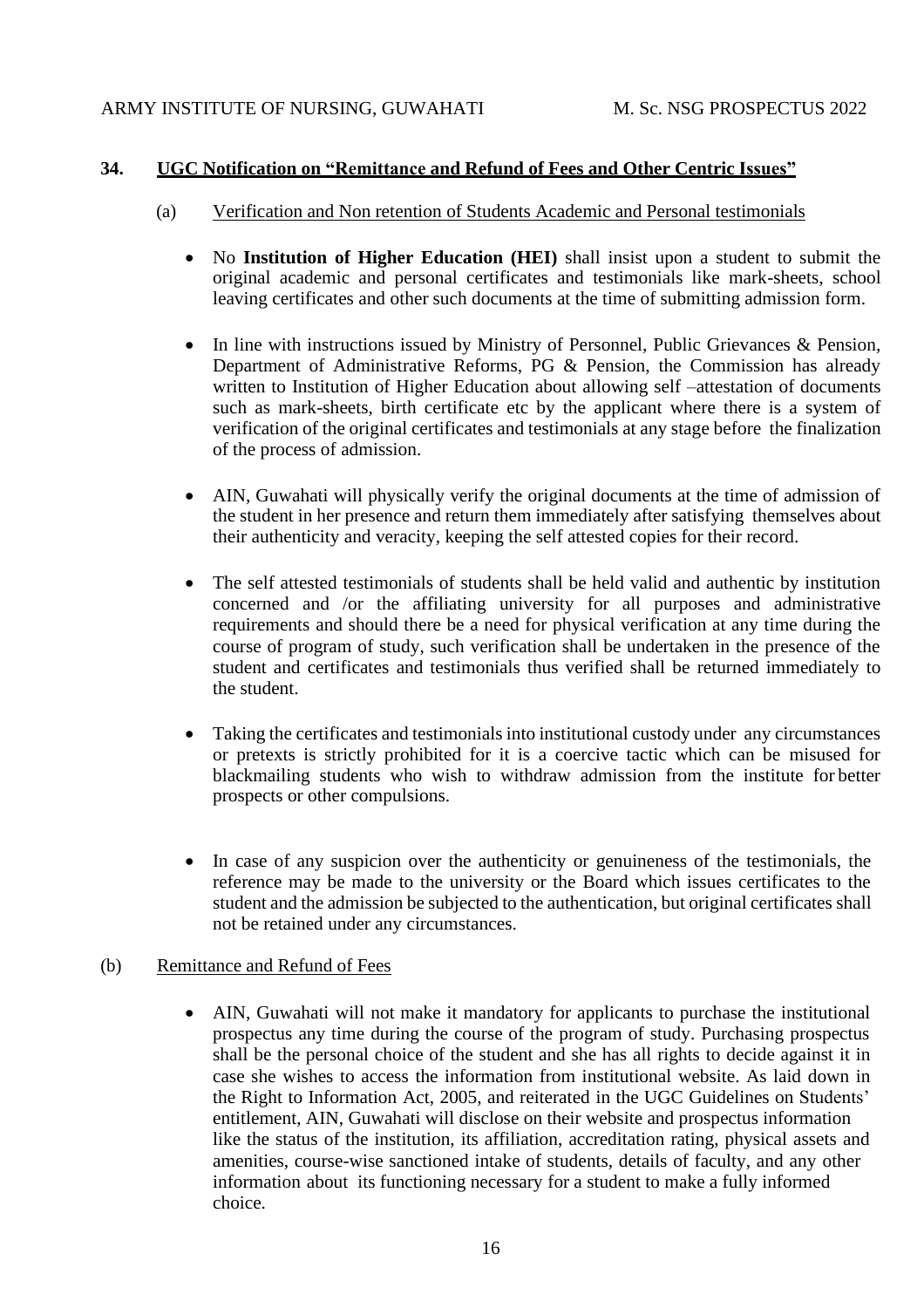## 34. UGC Notification on "Remittance and Refund of Fees and Other Centric Issues"

(a) Verification and Non retention of Students Academic and Personal testimonials

- No **Institution of Higher Education (HEI)** shall insist upon a student to submit the original academic and personal certificates and testimonials like mark-sheets, school leaving certificates and other such documents at the time of submitting admission form.

- In line with instructions issued by Ministry of Personnel, Public Grievances & Pension, Department of Administrative Reforms, PG & Pension, the Commission has already written to Institution of Higher Education about allowing self –attestation of documents such as mark-sheets, birth certificate etc by the applicant where there is a system of verification of the original certificates and testimonials at any stage before the finalization of the process of admission.

- AIN, Guwahati will physically verify the original documents at the time of admission of the student in her presence and return them immediately after satisfying themselves about their authenticity and veracity, keeping the self attested copies for their record.

- The self attested testimonials of students shall be held valid and authentic by institution concerned and /or the affiliating university for all purposes and administrative requirements and should there be a need for physical verification at any time during the course of program of study, such verification shall be undertaken in the presence of the student and certificates and testimonials thus verified shall be returned immediately to the student.

- Taking the certificates and testimonials into institutional custody under any circumstances or pretexts is strictly prohibited for it is a coercive tactic which can be misused for blackmailing students who wish to withdraw admission from the institute for better prospects or other compulsions.

- In case of any suspicion over the authenticity or genuineness of the testimonials, the reference may be made to the university or the Board which issues certificates to the student and the admission be subjected to the authentication, but original certificates shall not be retained under any circumstances.

(b) Remittance and Refund of Fees

- AIN, Guwahati will not make it mandatory for applicants to purchase the institutional prospectus any time during the course of the program of study. Purchasing prospectus shall be the personal choice of the student and she has all rights to decide against it in case she wishes to access the information from institutional website. As laid down in the Right to Information Act, 2005, and reiterated in the UGC Guidelines on Students' entitlement, AIN, Guwahati will disclose on their website and prospectus information like the status of the institution, its affiliation, accreditation rating, physical assets and amenities, course-wise sanctioned intake of students, details of faculty, and any other information about its functioning necessary for a student to make a fully informed choice.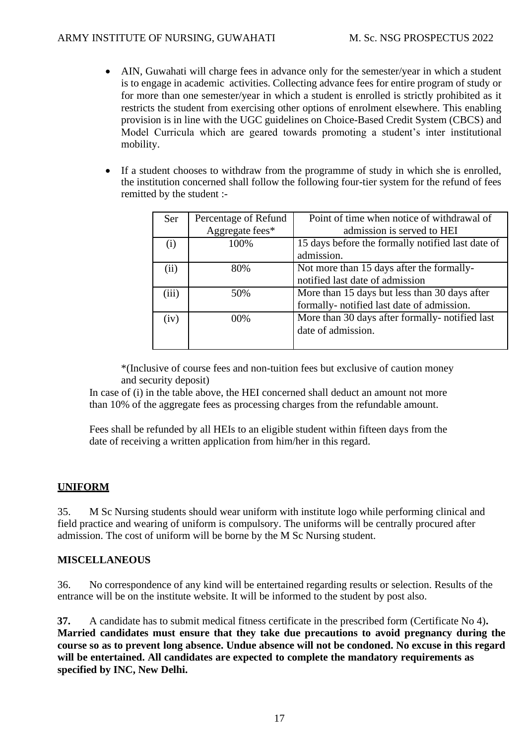- AIN, Guwahati will charge fees in advance only for the semester/year in which a student is to engage in academic activities. Collecting advance fees for entire program of study or for more than one semester/year in which a student is enrolled is strictly prohibited as it restricts the student from exercising other options of enrolment elsewhere. This enabling provision is in line with the UGC guidelines on Choice-Based Credit System (CBCS) and Model Curricula which are geared towards promoting a student's inter institutional mobility.

- If a student chooses to withdraw from the programme of study in which she is enrolled, the institution concerned shall follow the following four-tier system for the refund of fees remitted by the student :-

| Ser | Percentage of Refund Aggregate fees* | Point of time when notice of withdrawal of admission is served to HEI |
|---|---|---|
| (i) | 100% | 15 days before the formally notified last date of admission. |
| (ii) | 80% | Not more than 15 days after the formally-notified last date of admission |
| (iii) | 50% | More than 15 days but less than 30 days after formally- notified last date of admission. |
| (iv) | 00% | More than 30 days after formally- notified last date of admission. |

*(Inclusive of course fees and non-tuition fees but exclusive of caution money and security deposit)

In case of (i) in the table above, the HEI concerned shall deduct an amount not more than 10% of the aggregate fees as processing charges from the refundable amount.

Fees shall be refunded by all HEIs to an eligible student within fifteen days from the date of receiving a written application from him/her in this regard.

## <u>UNIFORM</u>

35. M Sc Nursing students should wear uniform with institute logo while performing clinical and field practice and wearing of uniform is compulsory. The uniforms will be centrally procured after admission. The cost of uniform will be borne by the M Sc Nursing student.

## MISCELLANEOUS

36. No correspondence of any kind will be entertained regarding results or selection. Results of the entrance will be on the institute website. It will be informed to the student by post also.

**37.** A candidate has to submit medical fitness certificate in the prescribed form (Certificate No 4)**. Married candidates must ensure that they take due precautions to avoid pregnancy during the course so as to prevent long absence. Undue absence will not be condoned. No excuse in this regard will be entertained. All candidates are expected to complete the mandatory requirements as specified by INC, New Delhi.**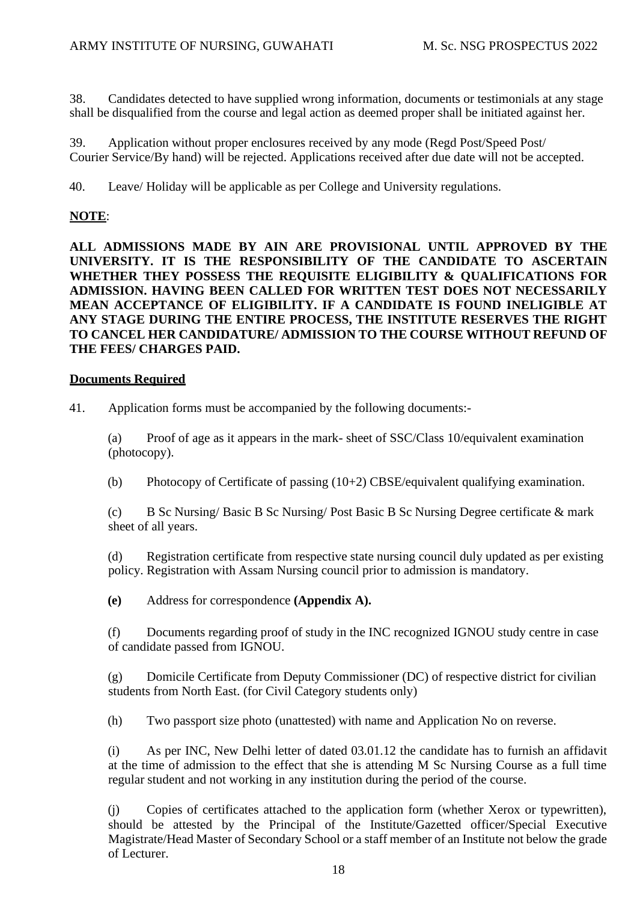38. Candidates detected to have supplied wrong information, documents or testimonials at any stage shall be disqualified from the course and legal action as deemed proper shall be initiated against her.

39. Application without proper enclosures received by any mode (Regd Post/Speed Post/ Courier Service/By hand) will be rejected. Applications received after due date will not be accepted.

40. Leave/ Holiday will be applicable as per College and University regulations.

**<u>NOTE</u>**:

**ALL ADMISSIONS MADE BY AIN ARE PROVISIONAL UNTIL APPROVED BY THE UNIVERSITY. IT IS THE RESPONSIBILITY OF THE CANDIDATE TO ASCERTAIN WHETHER THEY POSSESS THE REQUISITE ELIGIBILITY & QUALIFICATIONS FOR ADMISSION. HAVING BEEN CALLED FOR WRITTEN TEST DOES NOT NECESSARILY MEAN ACCEPTANCE OF ELIGIBILITY. IF A CANDIDATE IS FOUND INELIGIBLE AT ANY STAGE DURING THE ENTIRE PROCESS, THE INSTITUTE RESERVES THE RIGHT TO CANCEL HER CANDIDATURE/ ADMISSION TO THE COURSE WITHOUT REFUND OF THE FEES/ CHARGES PAID.**

**<u>Documents Required</u>**

41. Application forms must be accompanied by the following documents:-

(a) Proof of age as it appears in the mark- sheet of SSC/Class 10/equivalent examination (photocopy).

(b) Photocopy of Certificate of passing (10+2) CBSE/equivalent qualifying examination.

(c) B Sc Nursing/ Basic B Sc Nursing/ Post Basic B Sc Nursing Degree certificate & mark sheet of all years.

(d) Registration certificate from respective state nursing council duly updated as per existing policy. Registration with Assam Nursing council prior to admission is mandatory.

**(e)** Address for correspondence **(Appendix A).**

(f) Documents regarding proof of study in the INC recognized IGNOU study centre in case of candidate passed from IGNOU.

(g) Domicile Certificate from Deputy Commissioner (DC) of respective district for civilian students from North East. (for Civil Category students only)

(h) Two passport size photo (unattested) with name and Application No on reverse.

(i) As per INC, New Delhi letter of dated 03.01.12 the candidate has to furnish an affidavit at the time of admission to the effect that she is attending M Sc Nursing Course as a full time regular student and not working in any institution during the period of the course.

(j) Copies of certificates attached to the application form (whether Xerox or typewritten), should be attested by the Principal of the Institute/Gazetted officer/Special Executive Magistrate/Head Master of Secondary School or a staff member of an Institute not below the grade of Lecturer.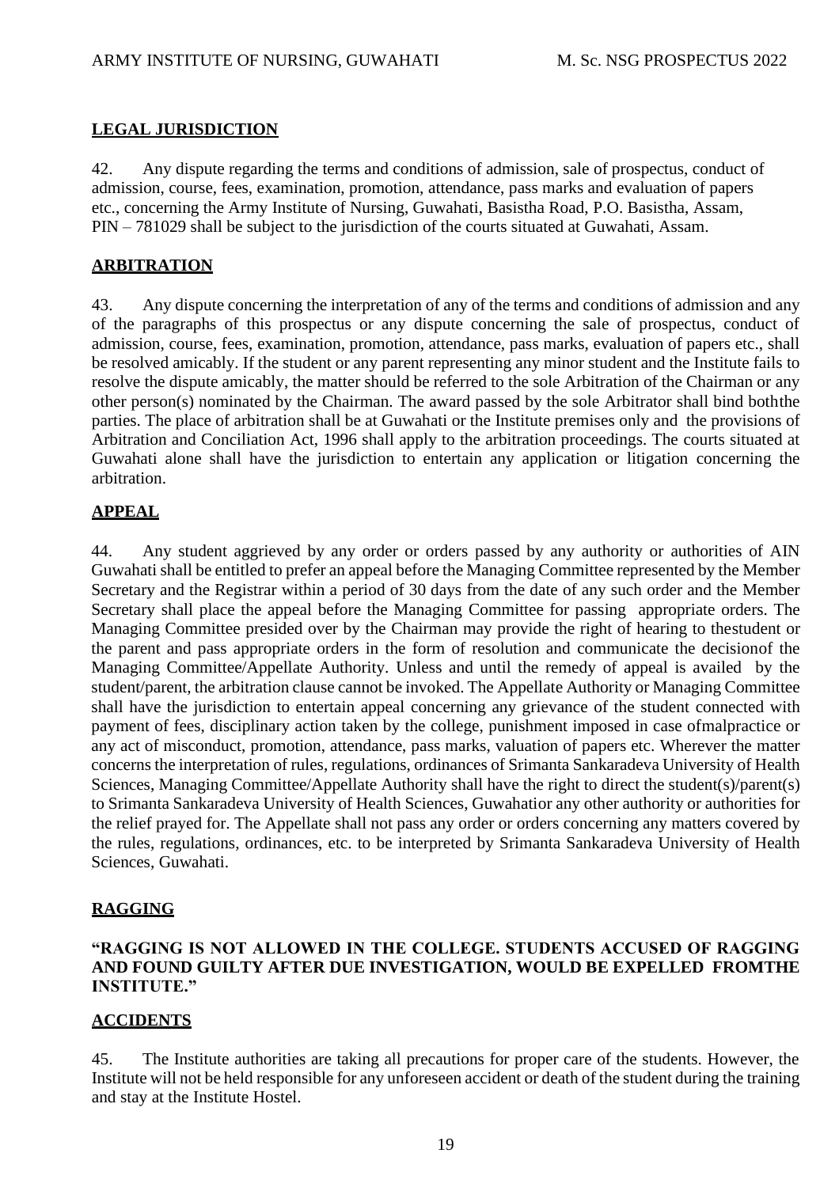## LEGAL JURISDICTION

42. Any dispute regarding the terms and conditions of admission, sale of prospectus, conduct of admission, course, fees, examination, promotion, attendance, pass marks and evaluation of papers etc., concerning the Army Institute of Nursing, Guwahati, Basistha Road, P.O. Basistha, Assam, PIN – 781029 shall be subject to the jurisdiction of the courts situated at Guwahati, Assam.

## ARBITRATION

43. Any dispute concerning the interpretation of any of the terms and conditions of admission and any of the paragraphs of this prospectus or any dispute concerning the sale of prospectus, conduct of admission, course, fees, examination, promotion, attendance, pass marks, evaluation of papers etc., shall be resolved amicably. If the student or any parent representing any minor student and the Institute fails to resolve the dispute amicably, the matter should be referred to the sole Arbitration of the Chairman or any other person(s) nominated by the Chairman. The award passed by the sole Arbitrator shall bind boththe parties. The place of arbitration shall be at Guwahati or the Institute premises only and the provisions of Arbitration and Conciliation Act, 1996 shall apply to the arbitration proceedings. The courts situated at Guwahati alone shall have the jurisdiction to entertain any application or litigation concerning the arbitration.

## APPEAL

44. Any student aggrieved by any order or orders passed by any authority or authorities of AIN Guwahati shall be entitled to prefer an appeal before the Managing Committee represented by the Member Secretary and the Registrar within a period of 30 days from the date of any such order and the Member Secretary shall place the appeal before the Managing Committee for passing appropriate orders. The Managing Committee presided over by the Chairman may provide the right of hearing to thestudent or the parent and pass appropriate orders in the form of resolution and communicate the decisionof the Managing Committee/Appellate Authority. Unless and until the remedy of appeal is availed by the student/parent, the arbitration clause cannot be invoked. The Appellate Authority or Managing Committee shall have the jurisdiction to entertain appeal concerning any grievance of the student connected with payment of fees, disciplinary action taken by the college, punishment imposed in case ofmalpractice or any act of misconduct, promotion, attendance, pass marks, valuation of papers etc. Wherever the matter concerns the interpretation of rules, regulations, ordinances of Srimanta Sankaradeva University of Health Sciences, Managing Committee/Appellate Authority shall have the right to direct the student(s)/parent(s) to Srimanta Sankaradeva University of Health Sciences, Guwahatior any other authority or authorities for the relief prayed for. The Appellate shall not pass any order or orders concerning any matters covered by the rules, regulations, ordinances, etc. to be interpreted by Srimanta Sankaradeva University of Health Sciences, Guwahati.

## RAGGING

**"RAGGING IS NOT ALLOWED IN THE COLLEGE. STUDENTS ACCUSED OF RAGGING AND FOUND GUILTY AFTER DUE INVESTIGATION, WOULD BE EXPELLED FROMTHE INSTITUTE."**

## ACCIDENTS

45. The Institute authorities are taking all precautions for proper care of the students. However, the Institute will not be held responsible for any unforeseen accident or death of the student during the training and stay at the Institute Hostel.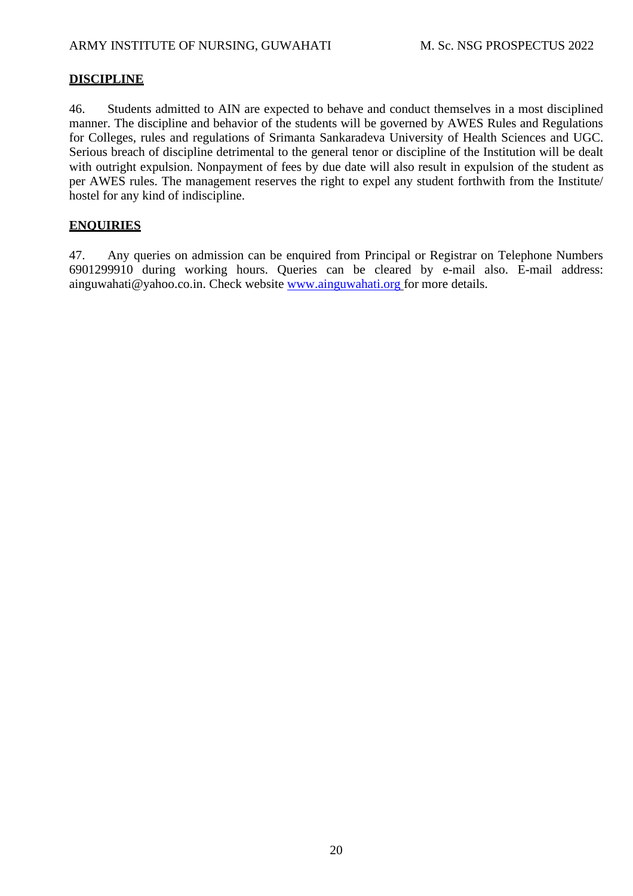## DISCIPLINE

46. Students admitted to AIN are expected to behave and conduct themselves in a most disciplined manner. The discipline and behavior of the students will be governed by AWES Rules and Regulations for Colleges, rules and regulations of Srimanta Sankaradeva University of Health Sciences and UGC. Serious breach of discipline detrimental to the general tenor or discipline of the Institution will be dealt with outright expulsion. Nonpayment of fees by due date will also result in expulsion of the student as per AWES rules. The management reserves the right to expel any student forthwith from the Institute/ hostel for any kind of indiscipline.

## ENQUIRIES

47. Any queries on admission can be enquired from Principal or Registrar on Telephone Numbers 6901299910 during working hours. Queries can be cleared by e-mail also. E-mail address: ainguwahati@yahoo.co.in. Check website [www.ainguwahati.org](http://www.ainguwahati.org) for more details.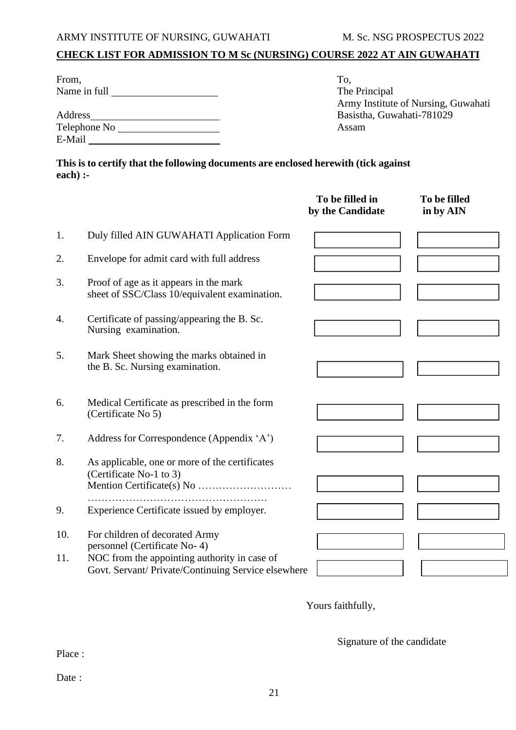## CHECK LIST FOR ADMISSION TO M Sc (NURSING) COURSE 2022 AT AIN GUWAHATI

From,
Name in full ____________________

Address ________________________
Telephone No ___________________
E-Mail _________________________

To,
The Principal
Army Institute of Nursing, Guwahati
Basistha, Guwahati-781029
Assam

**This is to certify that the following documents are enclosed herewith (tick against each) :-**

| | | To be filled in by the Candidate | To be filled in by AIN |
|---|---|---|---|
| 1. | Duly filled AIN GUWAHATI Application Form | | |
| 2. | Envelope for admit card with full address | | |
| 3. | Proof of age as it appears in the mark sheet of SSC/Class 10/equivalent examination. | | |
| 4. | Certificate of passing/appearing the B. Sc. Nursing examination. | | |
| 5. | Mark Sheet showing the marks obtained in the B. Sc. Nursing examination. | | |
| 6. | Medical Certificate as prescribed in the form (Certificate No 5) | | |
| 7. | Address for Correspondence (Appendix 'A') | | |
| 8. | As applicable, one or more of the certificates (Certificate No-1 to 3) Mention Certificate(s) No ……………………… ……………………………………………. | | |
| 9. | Experience Certificate issued by employer. | | |
| 10. | For children of decorated Army personnel (Certificate No- 4) | | |
| 11. | NOC from the appointing authority in case of Govt. Servant/ Private/Continuing Service elsewhere | | |

Yours faithfully,

Signature of the candidate

Place :

Date :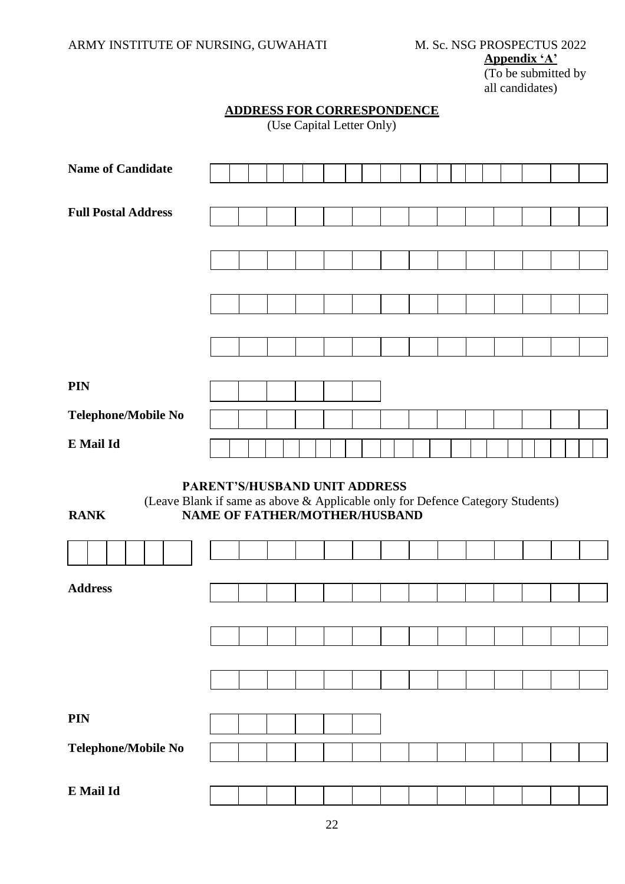**Appendix 'A'**
(To be submitted by all candidates)

## ADDRESS FOR CORRESPONDENCE

(Use Capital Letter Only)

**Name of Candidate**

**Full Postal Address**

**PIN**

**Telephone/Mobile No**

**E Mail Id**

## PARENT'S/HUSBAND UNIT ADDRESS

(Leave Blank if same as above & Applicable only for Defence Category Students)

**RANK** **NAME OF FATHER/MOTHER/HUSBAND**

**Address**

**PIN**

**Telephone/Mobile No**

**E Mail Id**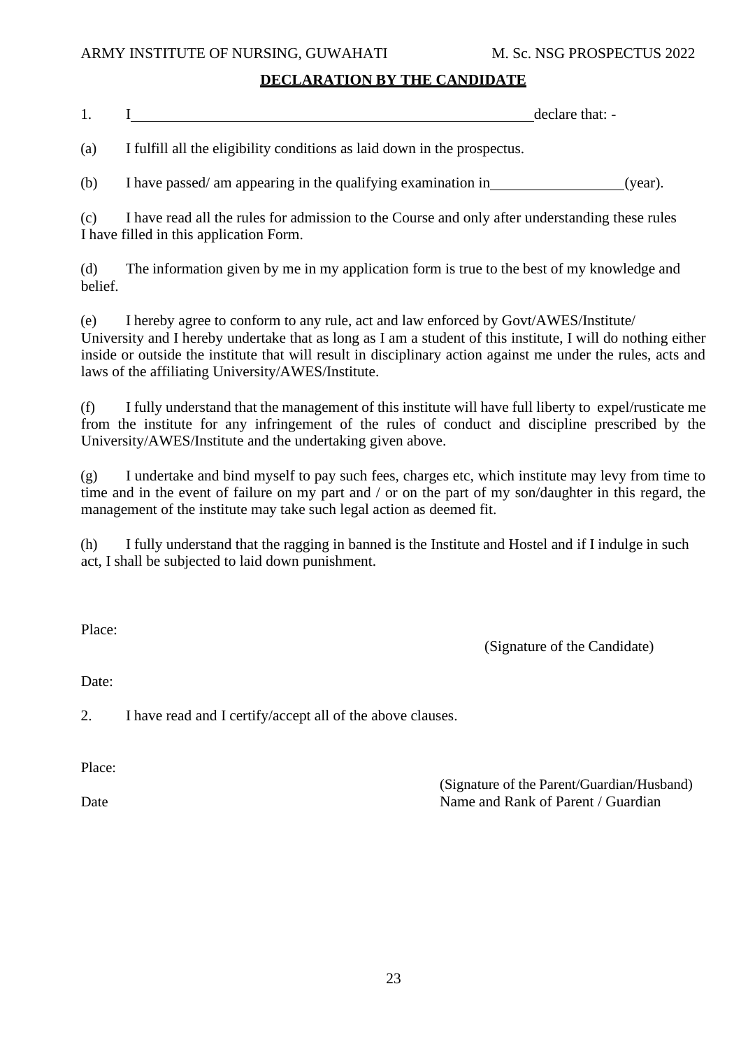## DECLARATION BY THE CANDIDATE

1. I\_\_\_\_\_\_\_\_\_\_\_\_\_\_\_\_\_\_\_\_\_\_\_\_\_\_\_\_\_\_\_\_\_\_\_\_\_\_\_\_\_\_\_\_\_\_\_\_\_\_\_\_\_\_declare that: -

(a) I fulfill all the eligibility conditions as laid down in the prospectus.

(b) I have passed/ am appearing in the qualifying examination in\_\_\_\_\_\_\_\_\_\_\_\_\_\_\_\_\_\_(year).

(c) I have read all the rules for admission to the Course and only after understanding these rules I have filled in this application Form.

(d) The information given by me in my application form is true to the best of my knowledge and belief.

(e) I hereby agree to conform to any rule, act and law enforced by Govt/AWES/Institute/ University and I hereby undertake that as long as I am a student of this institute, I will do nothing either inside or outside the institute that will result in disciplinary action against me under the rules, acts and laws of the affiliating University/AWES/Institute.

(f) I fully understand that the management of this institute will have full liberty to expel/rusticate me from the institute for any infringement of the rules of conduct and discipline prescribed by the University/AWES/Institute and the undertaking given above.

(g) I undertake and bind myself to pay such fees, charges etc, which institute may levy from time to time and in the event of failure on my part and / or on the part of my son/daughter in this regard, the management of the institute may take such legal action as deemed fit.

(h) I fully understand that the ragging in banned is the Institute and Hostel and if I indulge in such act, I shall be subjected to laid down punishment.

Place:

(Signature of the Candidate)

Date:

2. I have read and I certify/accept all of the above clauses.

Place:

(Signature of the Parent/Guardian/Husband)

Date

Name and Rank of Parent / Guardian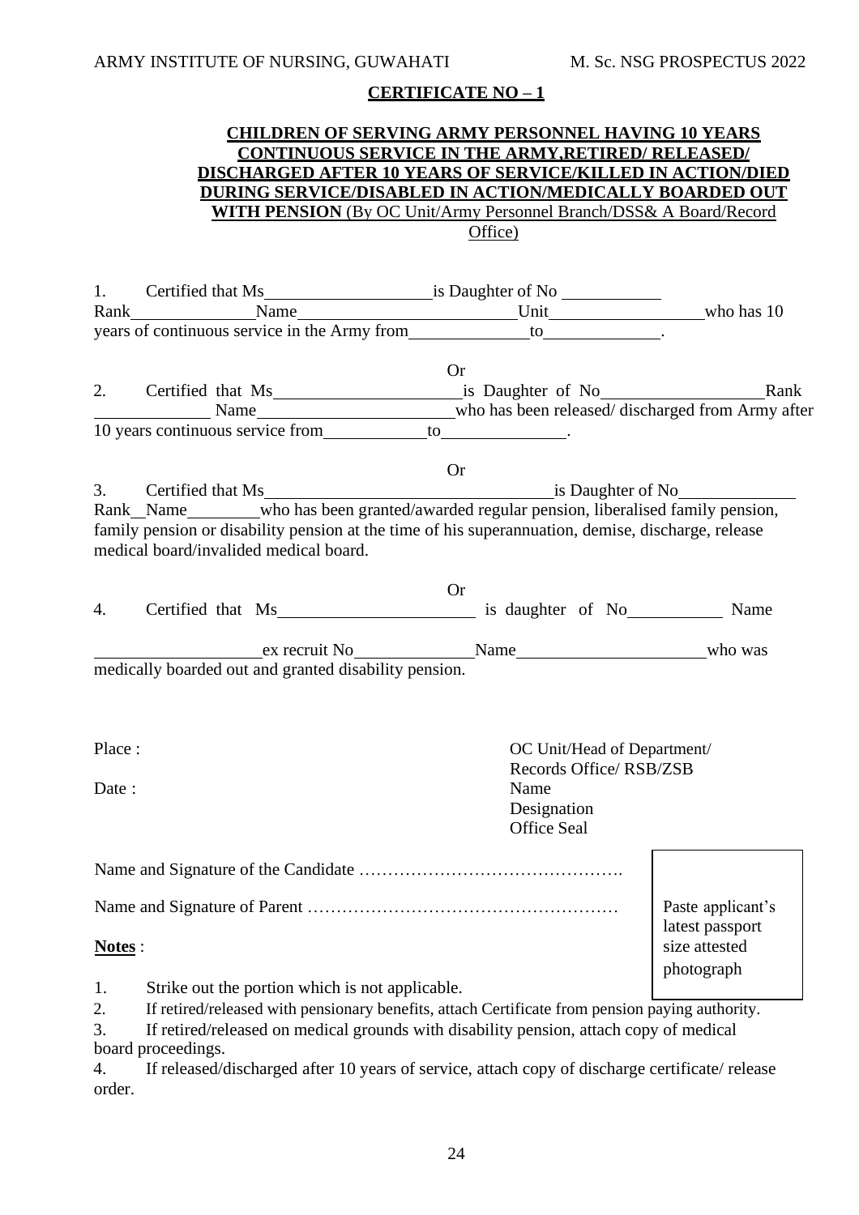## CERTIFICATE NO – 1

**CHILDREN OF SERVING ARMY PERSONNEL HAVING 10 YEARS CONTINUOUS SERVICE IN THE ARMY,RETIRED/ RELEASED/ DISCHARGED AFTER 10 YEARS OF SERVICE/KILLED IN ACTION/DIED DURING SERVICE/DISABLED IN ACTION/MEDICALLY BOARDED OUT WITH PENSION** (By OC Unit/Army Personnel Branch/DSS& A Board/Record Office)

1. Certified that Ms\_\_\_\_\_\_\_\_\_\_\_\_\_\_\_\_\_\_is Daughter of No \_\_\_\_\_\_\_\_\_\_\_ Rank\_\_\_\_\_\_\_\_\_\_\_\_\_Name\_\_\_\_\_\_\_\_\_\_\_\_\_\_\_\_\_\_\_\_\_\_\_Unit\_\_\_\_\_\_\_\_\_\_\_\_\_\_\_\_who has 10 years of continuous service in the Army from\_\_\_\_\_\_\_\_\_\_\_\_\_to\_\_\_\_\_\_\_\_\_\_\_\_.

Or

2. Certified that Ms\_\_\_\_\_\_\_\_\_\_\_\_\_\_\_\_\_\_\_\_is Daughter of No\_\_\_\_\_\_\_\_\_\_\_\_\_\_\_\_\_Rank \_\_\_\_\_\_\_\_\_\_\_\_ Name\_\_\_\_\_\_\_\_\_\_\_\_\_\_\_\_\_\_\_\_\_who has been released/ discharged from Army after 10 years continuous service from\_\_\_\_\_\_\_\_\_\_\_to\_\_\_\_\_\_\_\_\_\_\_\_\_.

Or

3. Certified that Ms\_\_\_\_\_\_\_\_\_\_\_\_\_\_\_\_\_\_\_\_\_\_\_\_\_\_\_\_\_\_\_is Daughter of No\_\_\_\_\_\_\_\_\_\_\_\_ Rank\_\_Name\_\_\_\_\_\_\_\_who has been granted/awarded regular pension, liberalised family pension, family pension or disability pension at the time of his superannuation, demise, discharge, release medical board/invalided medical board.

Or

4. Certified that Ms\_\_\_\_\_\_\_\_\_\_\_\_\_\_\_\_\_\_\_\_\_ is daughter of No\_\_\_\_\_\_\_\_\_\_ Name \_\_\_\_\_\_\_\_\_\_\_\_\_\_\_\_\_\_ex recruit No\_\_\_\_\_\_\_\_\_\_\_\_\_Name\_\_\_\_\_\_\_\_\_\_\_\_\_\_\_\_\_\_\_\_who was medically boarded out and granted disability pension.

Place :

Date :

OC Unit/Head of Department/
Records Office/ RSB/ZSB
Name
Designation
Office Seal

Name and Signature of the Candidate ……………………………………….

Name and Signature of Parent ………………………………………………

Paste applicant's latest passport size attested photograph

**Notes** :

1. Strike out the portion which is not applicable.
2. If retired/released with pensionary benefits, attach Certificate from pension paying authority.
3. If retired/released on medical grounds with disability pension, attach copy of medical board proceedings.
4. If released/discharged after 10 years of service, attach copy of discharge certificate/ release order.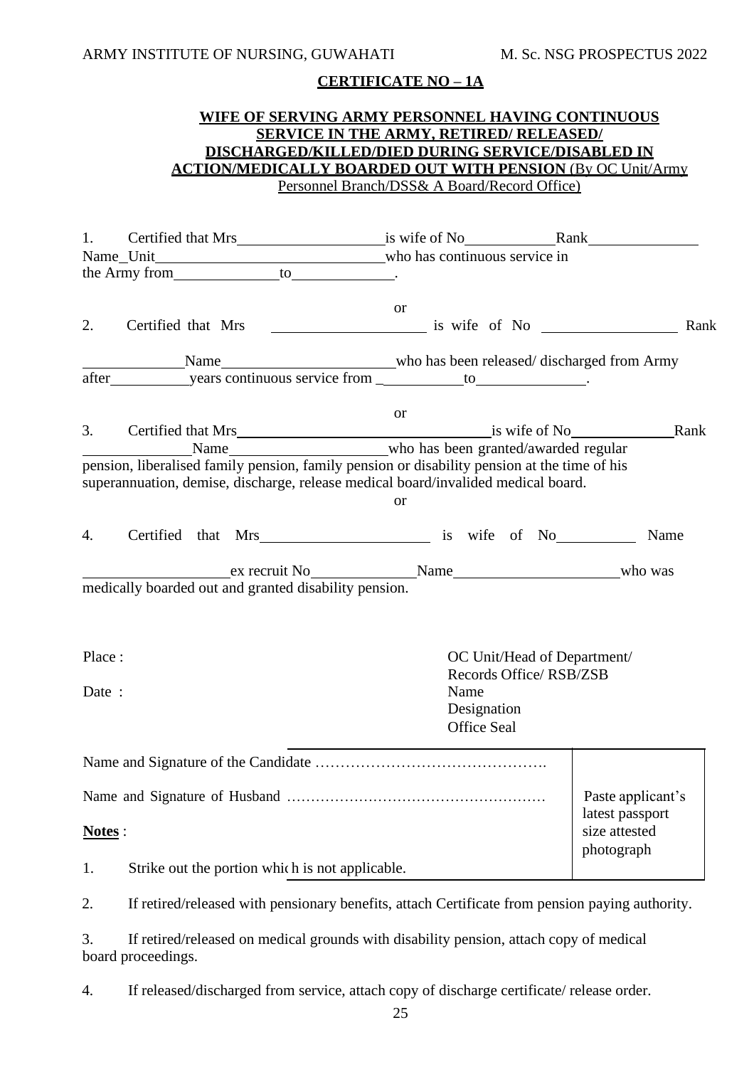## CERTIFICATE NO – 1A

### WIFE OF SERVING ARMY PERSONNEL HAVING CONTINUOUS SERVICE IN THE ARMY, RETIRED/ RELEASED/ DISCHARGED/KILLED/DIED DURING SERVICE/DISABLED IN ACTION/MEDICALLY BOARDED OUT WITH PENSION (By OC Unit/Army Personnel Branch/DSS& A Board/Record Office)

1. Certified that Mrs\_\_\_\_\_\_\_\_\_\_\_\_\_\_\_\_is wife of No\_\_\_\_\_\_\_\_\_\_Rank\_\_\_\_\_\_\_\_\_\_\_\_ Name\_Unit\_\_\_\_\_\_\_\_\_\_\_\_\_\_\_\_\_\_\_\_\_\_\_\_\_\_who has continuous service in the Army from\_\_\_\_\_\_\_\_\_\_\_\_to\_\_\_\_\_\_\_\_\_\_\_\_.

or

2. Certified that Mrs \_\_\_\_\_\_\_\_\_\_\_\_\_\_\_\_\_\_ is wife of No \_\_\_\_\_\_\_\_\_\_\_\_\_\_\_\_ Rank \_\_\_\_\_\_\_\_\_\_\_\_Name\_\_\_\_\_\_\_\_\_\_\_\_\_\_\_\_\_\_\_\_who has been released/ discharged from Army after\_\_\_\_\_\_\_\_\_\_years continuous service from \_\_\_\_\_\_\_\_\_\_\_to\_\_\_\_\_\_\_\_\_\_\_\_\_.

or

3. Certified that Mrs\_\_\_\_\_\_\_\_\_\_\_\_\_\_\_\_\_\_\_\_\_\_\_\_\_\_\_\_\_is wife of No\_\_\_\_\_\_\_\_\_\_\_\_Rank \_\_\_\_\_\_\_\_\_\_\_\_\_Name\_\_\_\_\_\_\_\_\_\_\_\_\_\_\_\_\_\_\_\_who has been granted/awarded regular pension, liberalised family pension, family pension or disability pension at the time of his superannuation, demise, discharge, release medical board/invalided medical board.

or

4. Certified that Mrs\_\_\_\_\_\_\_\_\_\_\_\_\_\_\_\_\_\_\_\_ is wife of No\_\_\_\_\_\_\_\_\_\_ Name \_\_\_\_\_\_\_\_\_\_\_\_\_\_\_\_\_\_ex recruit No\_\_\_\_\_\_\_\_\_\_\_\_Name\_\_\_\_\_\_\_\_\_\_\_\_\_\_\_\_\_\_\_\_who was medically boarded out and granted disability pension.

Place :

Date :

OC Unit/Head of Department/
Records Office/ RSB/ZSB
Name
Designation
Office Seal

Name and Signature of the Candidate ……………………………………….

Name and Signature of Husband ………………………………………………

Paste applicant's latest passport size attested photograph

**Notes** :

1. Strike out the portion which is not applicable.
2. If retired/released with pensionary benefits, attach Certificate from pension paying authority.
3. If retired/released on medical grounds with disability pension, attach copy of medical board proceedings.
4. If released/discharged from service, attach copy of discharge certificate/ release order.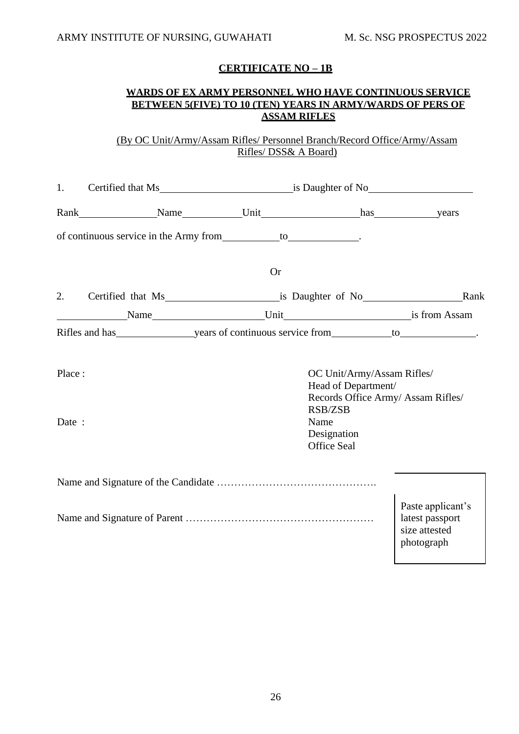## CERTIFICATE NO – 1B

### WARDS OF EX ARMY PERSONNEL WHO HAVE CONTINUOUS SERVICE BETWEEN 5(FIVE) TO 10 (TEN) YEARS IN ARMY/WARDS OF PERS OF ASSAM RIFLES

(By OC Unit/Army/Assam Rifles/ Personnel Branch/Record Office/Army/Assam Rifles/ DSS& A Board)

1. Certified that Ms\_\_\_\_\_\_\_\_\_\_\_\_\_\_\_\_\_\_\_\_\_\_\_\_is Daughter of No\_\_\_\_\_\_\_\_\_\_\_\_\_\_\_\_\_\_\_ Rank\_\_\_\_\_\_\_\_\_\_\_\_\_\_Name\_\_\_\_\_\_\_\_\_\_\_Unit\_\_\_\_\_\_\_\_\_\_\_\_\_\_\_\_\_\_has\_\_\_\_\_\_\_\_\_\_\_\_years of continuous service in the Army from\_\_\_\_\_\_\_\_\_\_\_to\_\_\_\_\_\_\_\_\_\_\_\_\_.

Or

2. Certified that Ms\_\_\_\_\_\_\_\_\_\_\_\_\_\_\_\_\_\_\_\_\_\_is Daughter of No\_\_\_\_\_\_\_\_\_\_\_\_\_\_\_\_\_\_\_Rank \_\_\_\_\_\_\_\_\_\_\_\_\_Name\_\_\_\_\_\_\_\_\_\_\_\_\_\_\_\_\_\_\_\_\_\_Unit\_\_\_\_\_\_\_\_\_\_\_\_\_\_\_\_\_\_\_\_\_\_\_\_\_is from Assam Rifles and has\_\_\_\_\_\_\_\_\_\_\_\_\_\_\_years of continuous service from\_\_\_\_\_\_\_\_\_\_\_to\_\_\_\_\_\_\_\_\_\_\_\_\_\_.

Place :

Date :

OC Unit/Army/Assam Rifles/
Head of Department/
Records Office Army/ Assam Rifles/
RSB/ZSB
Name
Designation
Office Seal

Name and Signature of the Candidate ……………………………………….

Name and Signature of Parent ………………………………………………

Paste applicant's latest passport size attested photograph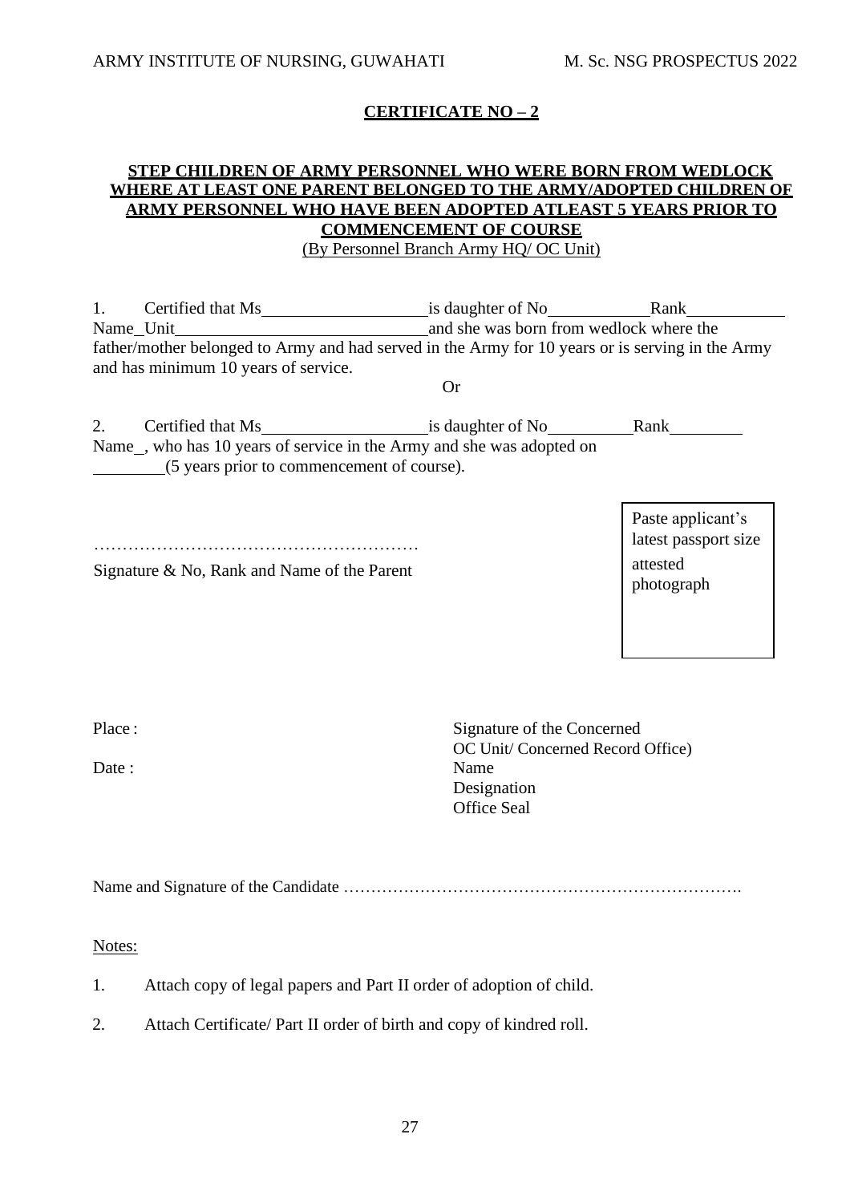## CERTIFICATE NO – 2

**STEP CHILDREN OF ARMY PERSONNEL WHO WERE BORN FROM WEDLOCK WHERE AT LEAST ONE PARENT BELONGED TO THE ARMY/ADOPTED CHILDREN OF ARMY PERSONNEL WHO HAVE BEEN ADOPTED ATLEAST 5 YEARS PRIOR TO COMMENCEMENT OF COURSE**

(By Personnel Branch Army HQ/ OC Unit)

1. Certified that Ms\_\_\_\_\_\_\_\_\_\_\_\_\_\_\_\_\_\_\_\_is daughter of No\_\_\_\_\_\_\_\_\_\_\_\_Rank\_\_\_\_\_\_\_\_\_\_\_\_ Name\_Unit\_\_\_\_\_\_\_\_\_\_\_\_\_\_\_\_\_\_\_\_\_\_\_\_\_\_\_\_\_\_and she was born from wedlock where the father/mother belonged to Army and had served in the Army for 10 years or is serving in the Army and has minimum 10 years of service.

Or

2. Certified that Ms\_\_\_\_\_\_\_\_\_\_\_\_\_\_\_\_\_\_\_\_is daughter of No\_\_\_\_\_\_\_\_\_\_Rank\_\_\_\_\_\_\_\_\_ Name\_, who has 10 years of service in the Army and she was adopted on \_\_\_\_\_\_\_\_\_(5 years prior to commencement of course).

Paste applicant's latest passport size attested photograph

…………………………………………………

Signature & No, Rank and Name of the Parent

Place :

Date :

Signature of the Concerned
OC Unit/ Concerned Record Office)
Name
Designation
Office Seal

Name and Signature of the Candidate ……………………………………………………………….

Notes:

1. Attach copy of legal papers and Part II order of adoption of child.

2. Attach Certificate/ Part II order of birth and copy of kindred roll.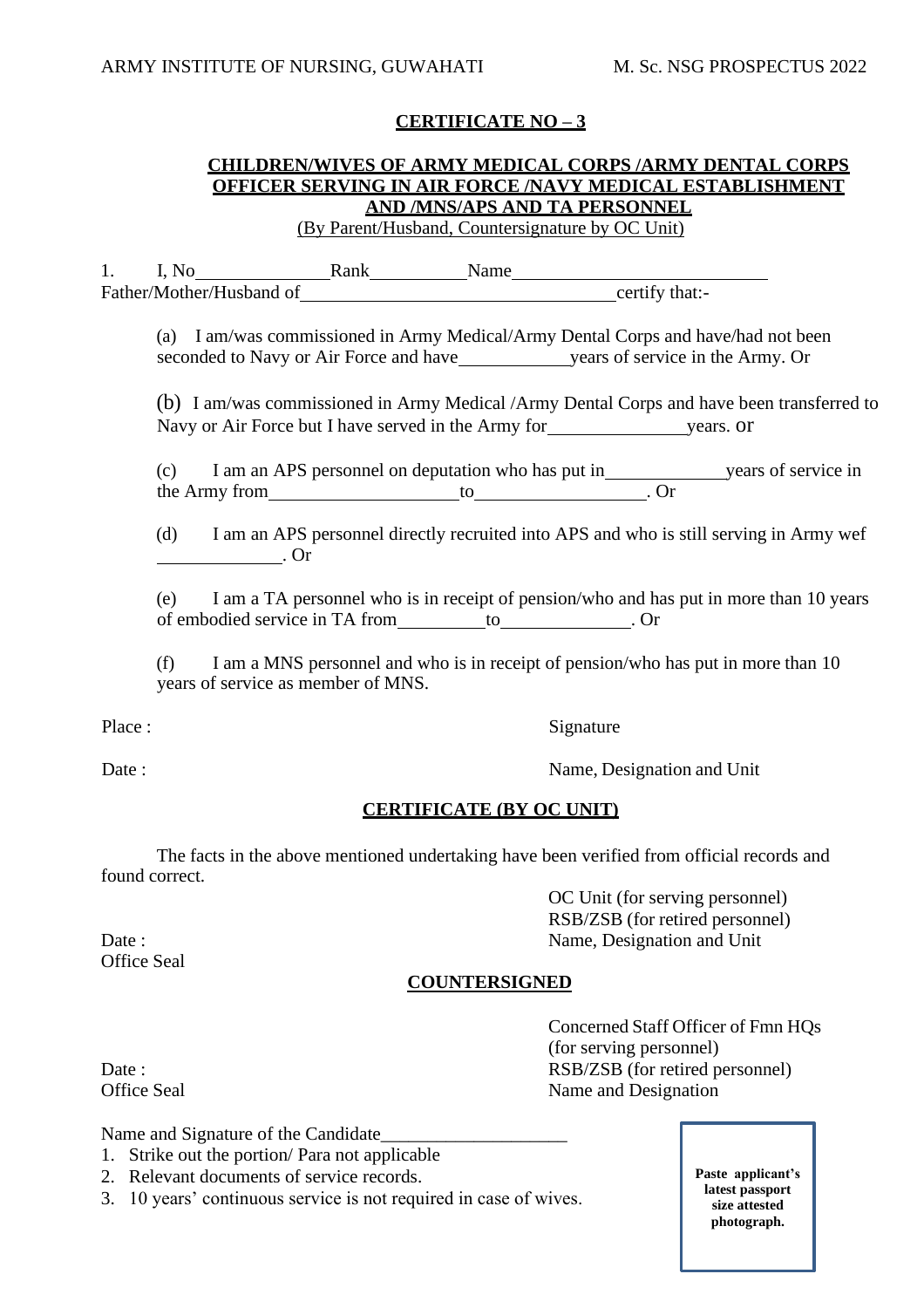## CERTIFICATE NO – 3

### CHILDREN/WIVES OF ARMY MEDICAL CORPS /ARMY DENTAL CORPS OFFICER SERVING IN AIR FORCE /NAVY MEDICAL ESTABLISHMENT AND /MNS/APS AND TA PERSONNEL

(By Parent/Husband, Countersignature by OC Unit)

1. I, No\_\_\_\_\_\_\_\_\_\_\_\_\_\_\_Rank\_\_\_\_\_\_\_\_\_\_\_Name\_\_\_\_\_\_\_\_\_\_\_\_\_\_\_\_\_\_\_\_\_\_\_\_\_\_\_\_\_\_ Father/Mother/Husband of\_\_\_\_\_\_\_\_\_\_\_\_\_\_\_\_\_\_\_\_\_\_\_\_\_\_\_\_\_\_\_\_\_\_\_\_certify that:-

(a) I am/was commissioned in Army Medical/Army Dental Corps and have/had not been seconded to Navy or Air Force and have\_\_\_\_\_\_\_\_\_\_\_\_\_years of service in the Army. Or

(b) I am/was commissioned in Army Medical /Army Dental Corps and have been transferred to Navy or Air Force but I have served in the Army for\_\_\_\_\_\_\_\_\_\_\_\_\_\_\_\_years. or

(c) I am an APS personnel on deputation who has put in\_\_\_\_\_\_\_\_\_\_\_\_\_\_years of service in the Army from\_\_\_\_\_\_\_\_\_\_\_\_\_\_\_\_\_\_\_\_\_\_to\_\_\_\_\_\_\_\_\_\_\_\_\_\_\_\_\_\_\_\_. Or

(d) I am an APS personnel directly recruited into APS and who is still serving in Army wef \_\_\_\_\_\_\_\_\_\_\_\_\_\_. Or

(e) I am a TA personnel who is in receipt of pension/who and has put in more than 10 years of embodied service in TA from\_\_\_\_\_\_\_\_\_\_to\_\_\_\_\_\_\_\_\_\_\_\_\_\_\_. Or

(f) I am a MNS personnel and who is in receipt of pension/who has put in more than 10 years of service as member of MNS.

Place : Signature

Date : Name, Designation and Unit

### CERTIFICATE (BY OC UNIT)

The facts in the above mentioned undertaking have been verified from official records and found correct.

OC Unit (for serving personnel)
RSB/ZSB (for retired personnel)
Date : Name, Designation and Unit
Office Seal

### COUNTERSIGNED

Concerned Staff Officer of Fmn HQs
(for serving personnel)
Date : RSB/ZSB (for retired personnel)
Office Seal Name and Designation

Name and Signature of the Candidate\_\_\_\_\_\_\_\_\_\_\_\_\_\_\_\_\_\_\_\_

1. Strike out the portion/ Para not applicable
2. Relevant documents of service records.
3. 10 years' continuous service is not required in case of wives.

**Paste applicant's latest passport size attested photograph.**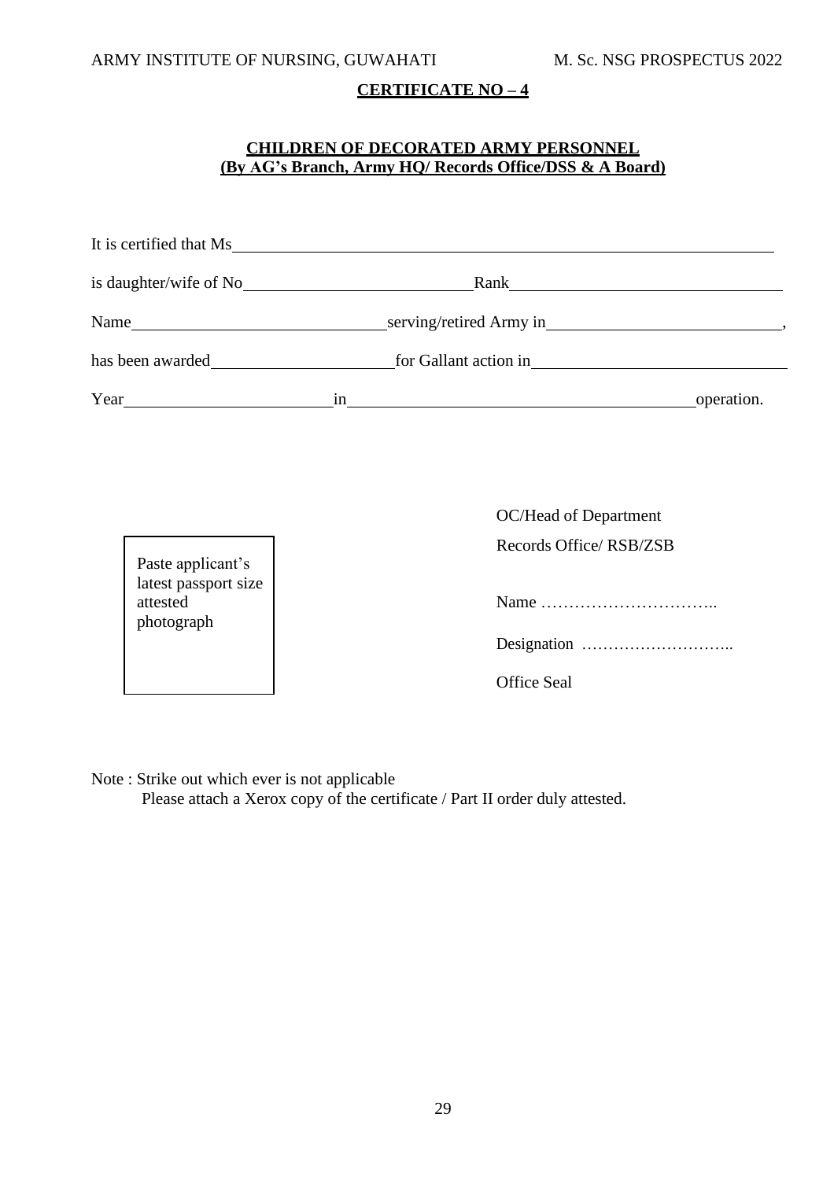## CERTIFICATE NO – 4

### CHILDREN OF DECORATED ARMY PERSONNEL
### (By AG's Branch, Army HQ/ Records Office/DSS & A Board)

It is certified that Ms ______________________________________________

is daughter/wife of No ____________________ Rank ______________________

Name ______________________ serving/retired Army in ____________________,

has been awarded ________________ for Gallant action in ____________________

Year __________________ in ______________________________ operation.

Paste applicant's latest passport size attested photograph

OC/Head of Department

Records Office/ RSB/ZSB

Name …………………………..

Designation ………………………..

Office Seal

Note : Strike out which ever is not applicable

Please attach a Xerox copy of the certificate / Part II order duly attested.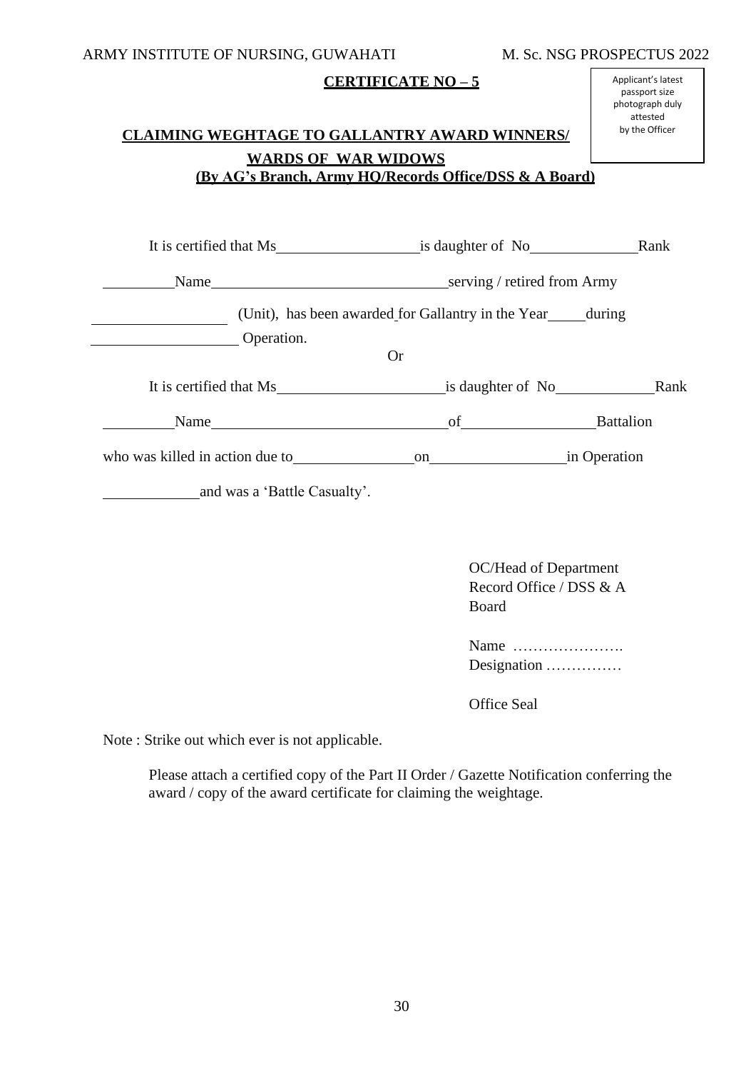## CERTIFICATE NO – 5

Applicant's latest passport size photograph duly attested by the Officer

### CLAIMING WEGHTAGE TO GALLANTRY AWARD WINNERS/ WARDS OF WAR WIDOWS

**(By AG's Branch, Army HQ/Records Office/DSS & A Board)**

It is certified that Ms\_\_\_\_\_\_\_\_\_\_\_\_\_\_\_\_\_\_\_\_is daughter of No\_\_\_\_\_\_\_\_\_\_\_\_\_\_\_Rank \_\_\_\_\_\_\_\_\_\_Name\_\_\_\_\_\_\_\_\_\_\_\_\_\_\_\_\_\_\_\_\_\_\_\_\_\_\_\_\_\_\_\_\_serving / retired from Army \_\_\_\_\_\_\_\_\_\_\_\_\_\_\_\_\_\_ (Unit), has been awarded for Gallantry in the Year\_\_\_\_\_during \_\_\_\_\_\_\_\_\_\_\_\_\_\_\_\_\_\_\_\_ Operation.

Or

It is certified that Ms\_\_\_\_\_\_\_\_\_\_\_\_\_\_\_\_\_\_\_\_\_\_\_is daughter of No\_\_\_\_\_\_\_\_\_\_\_\_\_\_Rank \_\_\_\_\_\_\_\_\_\_Name\_\_\_\_\_\_\_\_\_\_\_\_\_\_\_\_\_\_\_\_\_\_\_\_\_\_\_\_\_\_\_\_\_of\_\_\_\_\_\_\_\_\_\_\_\_\_\_\_\_\_\_Battalion who was killed in action due to\_\_\_\_\_\_\_\_\_\_\_\_\_\_\_\_\_on\_\_\_\_\_\_\_\_\_\_\_\_\_\_\_\_\_\_in Operation \_\_\_\_\_\_\_\_\_\_\_\_\_and was a 'Battle Casualty'.

OC/Head of Department  
Record Office / DSS & A Board

Name ………………….  
Designation ……………

Office Seal

Note : Strike out which ever is not applicable.

Please attach a certified copy of the Part II Order / Gazette Notification conferring the award / copy of the award certificate for claiming the weightage.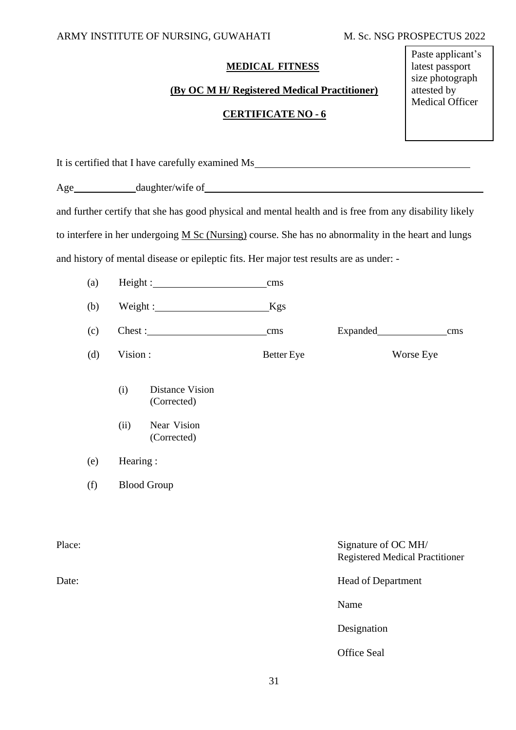Paste applicant's latest passport size photograph attested by Medical Officer

**MEDICAL FITNESS**

**(By OC M H/ Registered Medical Practitioner)**

**CERTIFICATE NO - 6**

It is certified that I have carefully examined Ms_________________________________________

Age____________daughter/wife of_____________________________________________________

and further certify that she has good physical and mental health and is free from any disability likely to interfere in her undergoing M Sc (Nursing) course. She has no abnormality in the heart and lungs and history of mental disease or epileptic fits. Her major test results are as under: -

(a) Height :______________________cms

(b) Weight :______________________Kgs

(c) Chest :_______________________cms Expanded______________cms

(d) Vision : Better Eye Worse Eye

(i) Distance Vision (Corrected)

(ii) Near Vision (Corrected)

(e) Hearing :

(f) Blood Group

Place:

Date:

Signature of OC MH/ Registered Medical Practitioner

Head of Department

Name

Designation

Office Seal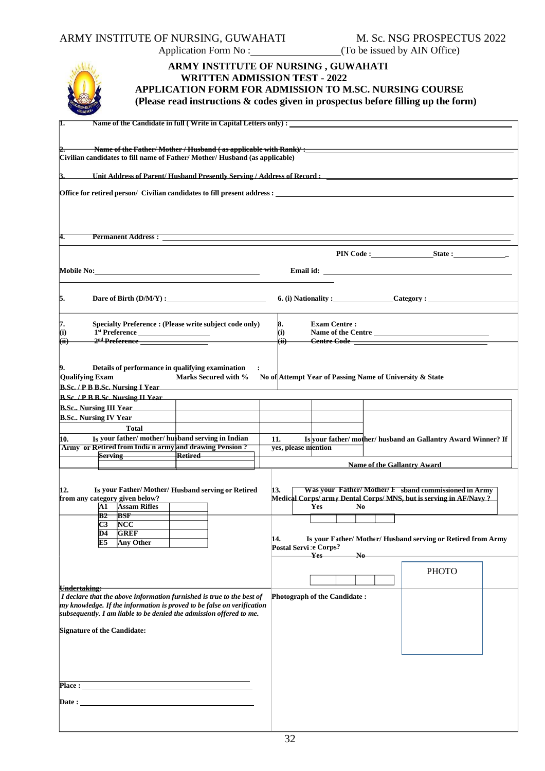ARMY INSTITUTE OF NURSING, GUWAHATI M. Sc. NSG PROSPECTUS 2022

Application Form No :________________(To be issued by AIN Office)

# ARMY INSTITUTE OF NURSING , GUWAHATI
## WRITTEN ADMISSION TEST - 2022
## APPLICATION FORM FOR ADMISSION TO M.SC. NURSING COURSE
**(Please read instructions & codes given in prospectus before filling up the form)**

**1. Name of the Candidate in full ( Write in Capital Letters only) :** ____________________

**2. Name of the Father/ Mother / Husband ( as applicable with Rank)/ :** ____________________
**Civilian candidates to fill name of Father/ Mother/ Husband (as applicable)**

**3. Unit Address of Parent/ Husband Presently Serving / Address of Record :** ____________________

**Office for retired person/ Civilian candidates to fill present address :** ____________________

**4. Permanent Address :** ____________________

**PIN Code :** ____________ **State :** ____________

**Mobile No:** ____________________ **Email id:** ____________________

**5. Dare of Birth (D/M/Y) :** ____________ **6. (i) Nationality :** ____________ **Category :** ____________

**7. Specialty Preference : (Please write subject code only)**
**(i) 1st Preference** ____________
**(ii) 2nd Preference** ____________

**8. Exam Centre :**
**(i) Name of the Centre** ____________
**(ii) Centre Code** ____________

**9. Details of performance in qualifying examination :**

| Qualifying Exam | Marks Secured with % | No of Attempt | Year of Passing | Name of University & State |
|---|---|---|---|---|
| B.Sc. / P B B.Sc. Nursing I Year | | | | |
| B.Sc. / P B B.Sc. Nursing II Year | | | | |
| B.Sc.. Nursing III Year | | | | |
| B.Sc.. Nursing IV Year | | | | |
| Total | | | | |

**10. Is your father/ mother/ husband serving in Indian Army or Retired from Indian army and drawing Pension ?**

| Serving | Retired |
|---|---|
| | |

**11. Is your father/ mother/ husband an Gallantry Award Winner? If yes, please mention**

**Name of the Gallantry Award** ____________

**12. Is your Father/ Mother/ Husband serving or Retired from any category given below?**

| | | |
|---|---|---|
| A1 | Assam Rifles | |
| B2 | BSF | |
| C3 | NCC | |
| D4 | GREF | |
| E5 | Any Other | |

**13. Was your Father/ Mother/ Husband commissioned in Army Medical Corps/ army Dental Corps/ MNS, but is serving in AF/Navy ?**

| Yes | No |
|---|---|
| | |

**14. Is your Father/ Mother/ Husband serving or Retired from Army Postal Service Corps?**

| Yes | No |
|---|---|
| | |

**Undertaking:**
***I declare that the above information furnished is true to the best of my knowledge. If the information is proved to be false on verification subsequently. I am liable to be denied the admission offered to me.***

**Signature of the Candidate:**

**Place :** ____________________

**Date :** ____________________

**Photograph of the Candidate :**

PHOTO